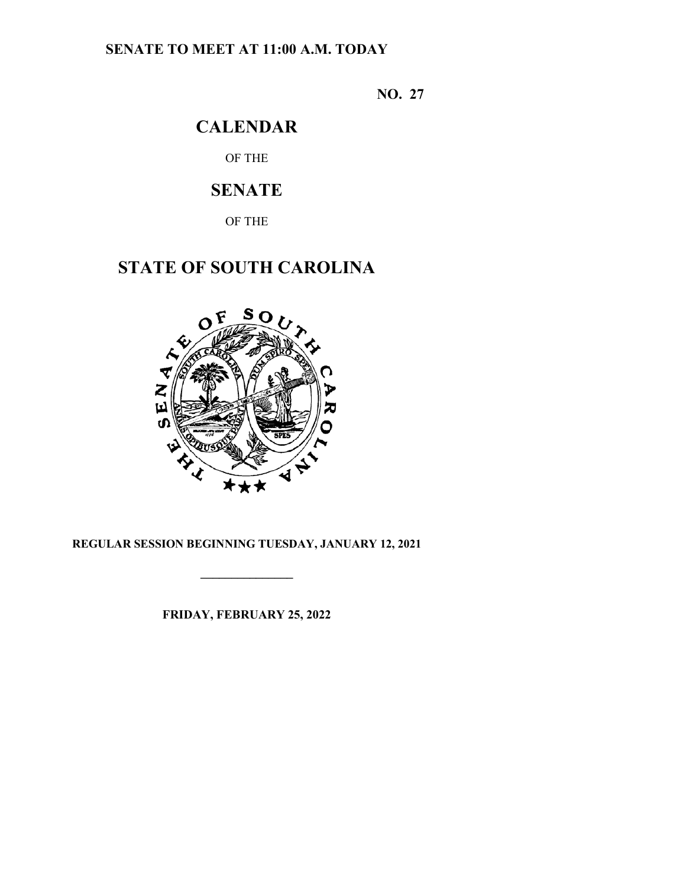**SENATE TO MEET AT 11:00 A.M. TODAY**

**NO. 27**

# CALENDAR

OF THE

# SENATE

OF THE

# STATE OF SOUTH CAROLINA

**REGULAR SESSION BEGINNING TUESDAY, JANUARY 12, 2021**

---

**FRIDAY, FEBRUARY 25, 2022**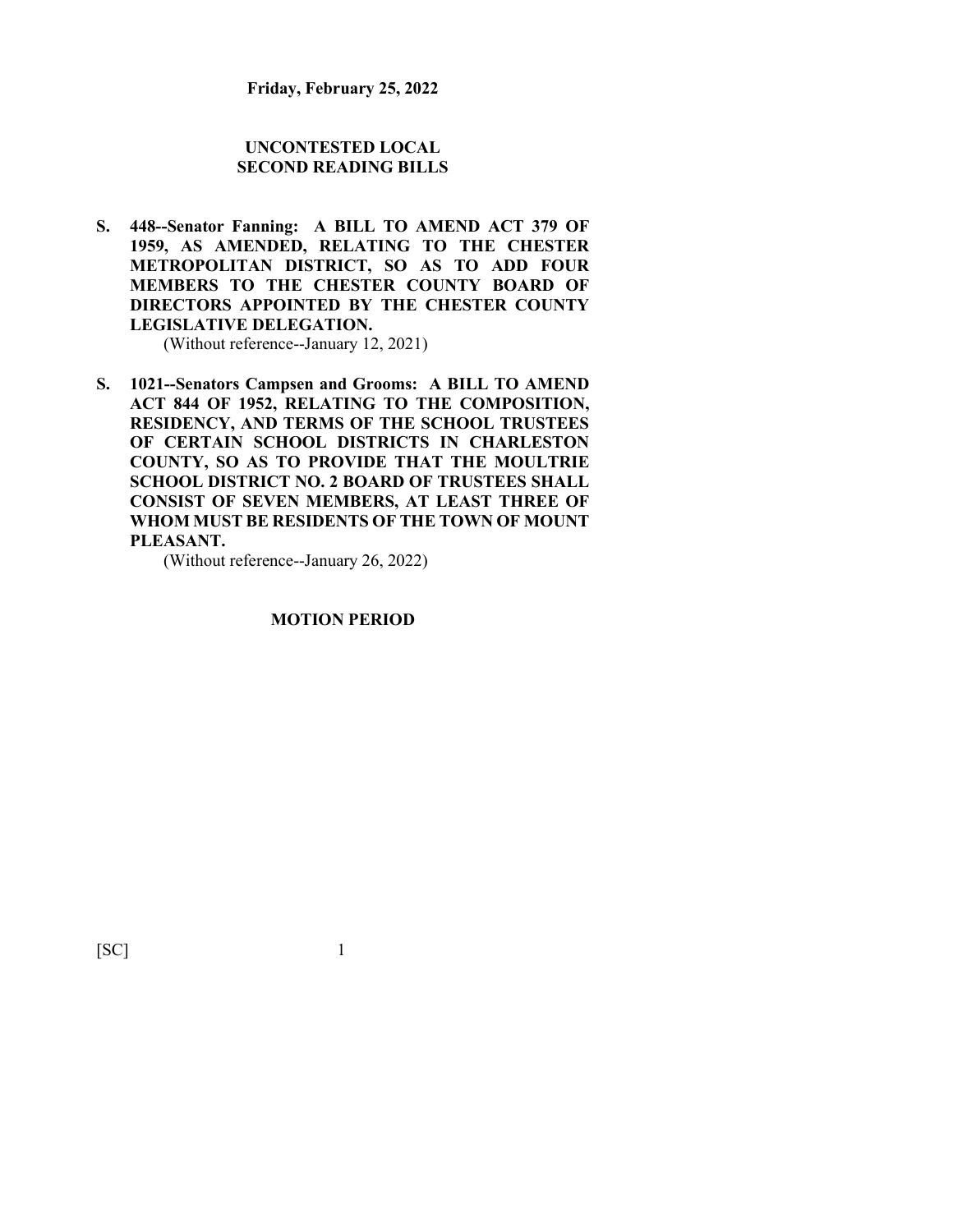**Friday, February 25, 2022**

## UNCONTESTED LOCAL SECOND READING BILLS

**S. 448--Senator Fanning: A BILL TO AMEND ACT 379 OF 1959, AS AMENDED, RELATING TO THE CHESTER METROPOLITAN DISTRICT, SO AS TO ADD FOUR MEMBERS TO THE CHESTER COUNTY BOARD OF DIRECTORS APPOINTED BY THE CHESTER COUNTY LEGISLATIVE DELEGATION.**

(Without reference--January 12, 2021)

**S. 1021--Senators Campsen and Grooms: A BILL TO AMEND ACT 844 OF 1952, RELATING TO THE COMPOSITION, RESIDENCY, AND TERMS OF THE SCHOOL TRUSTEES OF CERTAIN SCHOOL DISTRICTS IN CHARLESTON COUNTY, SO AS TO PROVIDE THAT THE MOULTRIE SCHOOL DISTRICT NO. 2 BOARD OF TRUSTEES SHALL CONSIST OF SEVEN MEMBERS, AT LEAST THREE OF WHOM MUST BE RESIDENTS OF THE TOWN OF MOUNT PLEASANT.**

(Without reference--January 26, 2022)

## MOTION PERIOD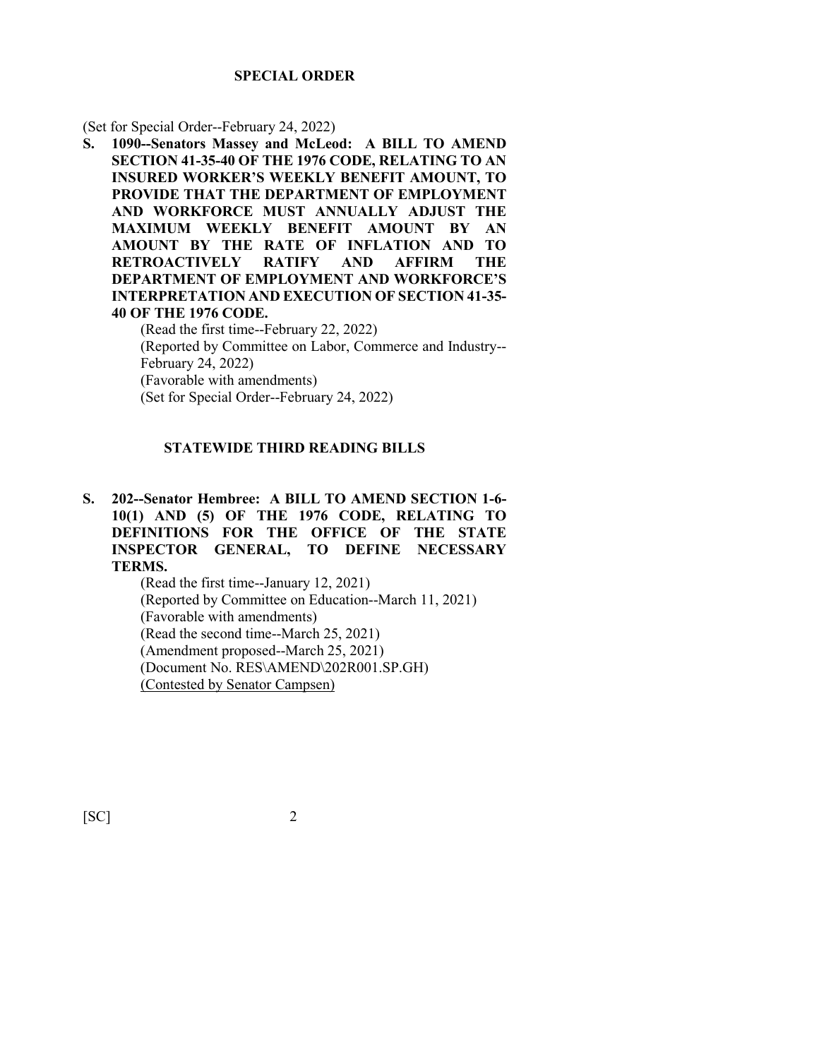## SPECIAL ORDER

(Set for Special Order--February 24, 2022)

**S. 1090--Senators Massey and McLeod: A BILL TO AMEND SECTION 41-35-40 OF THE 1976 CODE, RELATING TO AN INSURED WORKER'S WEEKLY BENEFIT AMOUNT, TO PROVIDE THAT THE DEPARTMENT OF EMPLOYMENT AND WORKFORCE MUST ANNUALLY ADJUST THE MAXIMUM WEEKLY BENEFIT AMOUNT BY AN AMOUNT BY THE RATE OF INFLATION AND TO RETROACTIVELY RATIFY AND AFFIRM THE DEPARTMENT OF EMPLOYMENT AND WORKFORCE'S INTERPRETATION AND EXECUTION OF SECTION 41-35-40 OF THE 1976 CODE.**

(Read the first time--February 22, 2022)
(Reported by Committee on Labor, Commerce and Industry--February 24, 2022)
(Favorable with amendments)
(Set for Special Order--February 24, 2022)

## STATEWIDE THIRD READING BILLS

**S. 202--Senator Hembree: A BILL TO AMEND SECTION 1-6-10(1) AND (5) OF THE 1976 CODE, RELATING TO DEFINITIONS FOR THE OFFICE OF THE STATE INSPECTOR GENERAL, TO DEFINE NECESSARY TERMS.**

(Read the first time--January 12, 2021)
(Reported by Committee on Education--March 11, 2021)
(Favorable with amendments)
(Read the second time--March 25, 2021)
(Amendment proposed--March 25, 2021)
(Document No. RES\AMEND\202R001.SP.GH)
<u>(Contested by Senator Campsen)</u>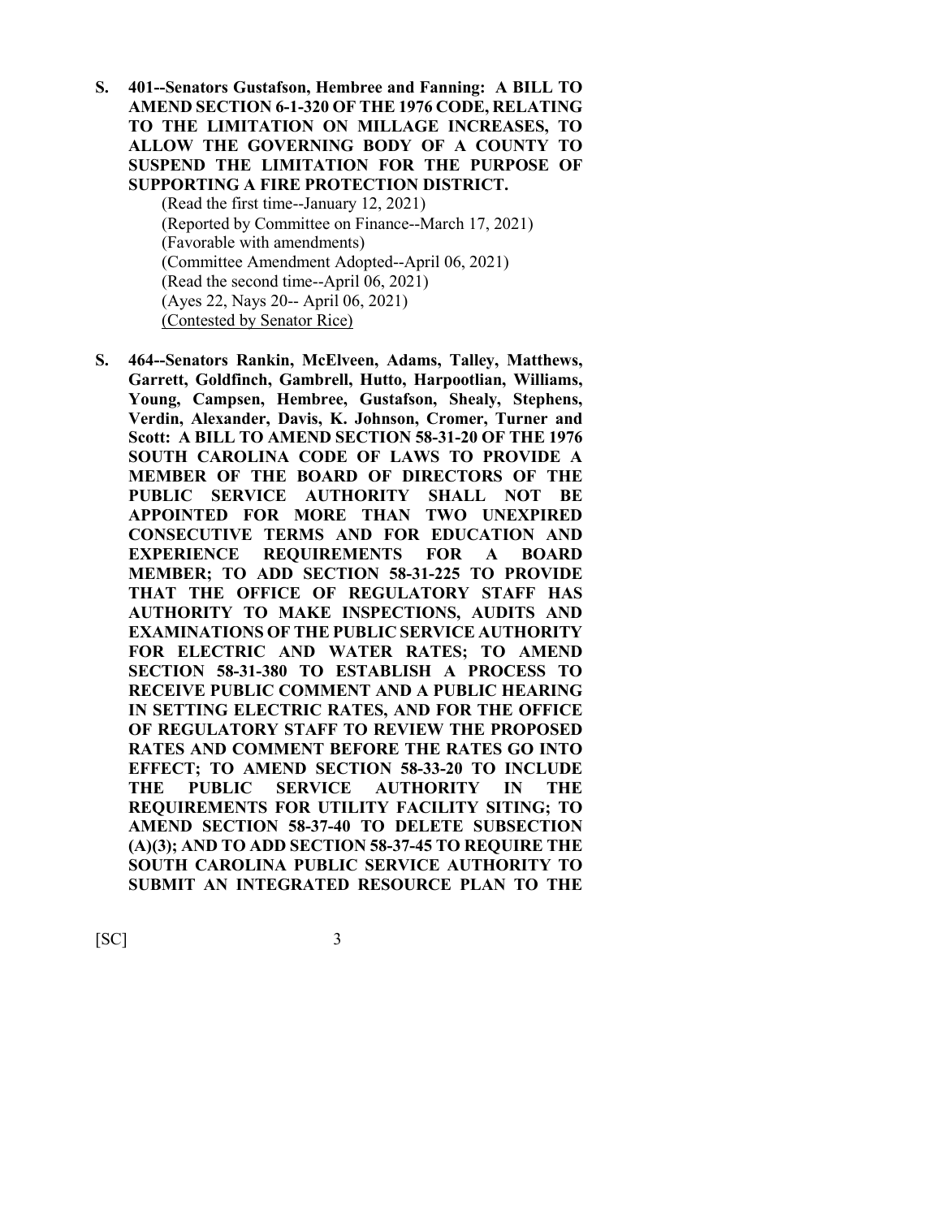**S. 401--Senators Gustafson, Hembree and Fanning: A BILL TO AMEND SECTION 6-1-320 OF THE 1976 CODE, RELATING TO THE LIMITATION ON MILLAGE INCREASES, TO ALLOW THE GOVERNING BODY OF A COUNTY TO SUSPEND THE LIMITATION FOR THE PURPOSE OF SUPPORTING A FIRE PROTECTION DISTRICT.**

(Read the first time--January 12, 2021)
(Reported by Committee on Finance--March 17, 2021)
(Favorable with amendments)
(Committee Amendment Adopted--April 06, 2021)
(Read the second time--April 06, 2021)
(Ayes 22, Nays 20-- April 06, 2021)
(Contested by Senator Rice)

**S. 464--Senators Rankin, McElveen, Adams, Talley, Matthews, Garrett, Goldfinch, Gambrell, Hutto, Harpootlian, Williams, Young, Campsen, Hembree, Gustafson, Shealy, Stephens, Verdin, Alexander, Davis, K. Johnson, Cromer, Turner and Scott: A BILL TO AMEND SECTION 58-31-20 OF THE 1976 SOUTH CAROLINA CODE OF LAWS TO PROVIDE A MEMBER OF THE BOARD OF DIRECTORS OF THE PUBLIC SERVICE AUTHORITY SHALL NOT BE APPOINTED FOR MORE THAN TWO UNEXPIRED CONSECUTIVE TERMS AND FOR EDUCATION AND EXPERIENCE REQUIREMENTS FOR A BOARD MEMBER; TO ADD SECTION 58-31-225 TO PROVIDE THAT THE OFFICE OF REGULATORY STAFF HAS AUTHORITY TO MAKE INSPECTIONS, AUDITS AND EXAMINATIONS OF THE PUBLIC SERVICE AUTHORITY FOR ELECTRIC AND WATER RATES; TO AMEND SECTION 58-31-380 TO ESTABLISH A PROCESS TO RECEIVE PUBLIC COMMENT AND A PUBLIC HEARING IN SETTING ELECTRIC RATES, AND FOR THE OFFICE OF REGULATORY STAFF TO REVIEW THE PROPOSED RATES AND COMMENT BEFORE THE RATES GO INTO EFFECT; TO AMEND SECTION 58-33-20 TO INCLUDE THE PUBLIC SERVICE AUTHORITY IN THE REQUIREMENTS FOR UTILITY FACILITY SITING; TO AMEND SECTION 58-37-40 TO DELETE SUBSECTION (A)(3); AND TO ADD SECTION 58-37-45 TO REQUIRE THE SOUTH CAROLINA PUBLIC SERVICE AUTHORITY TO SUBMIT AN INTEGRATED RESOURCE PLAN TO THE**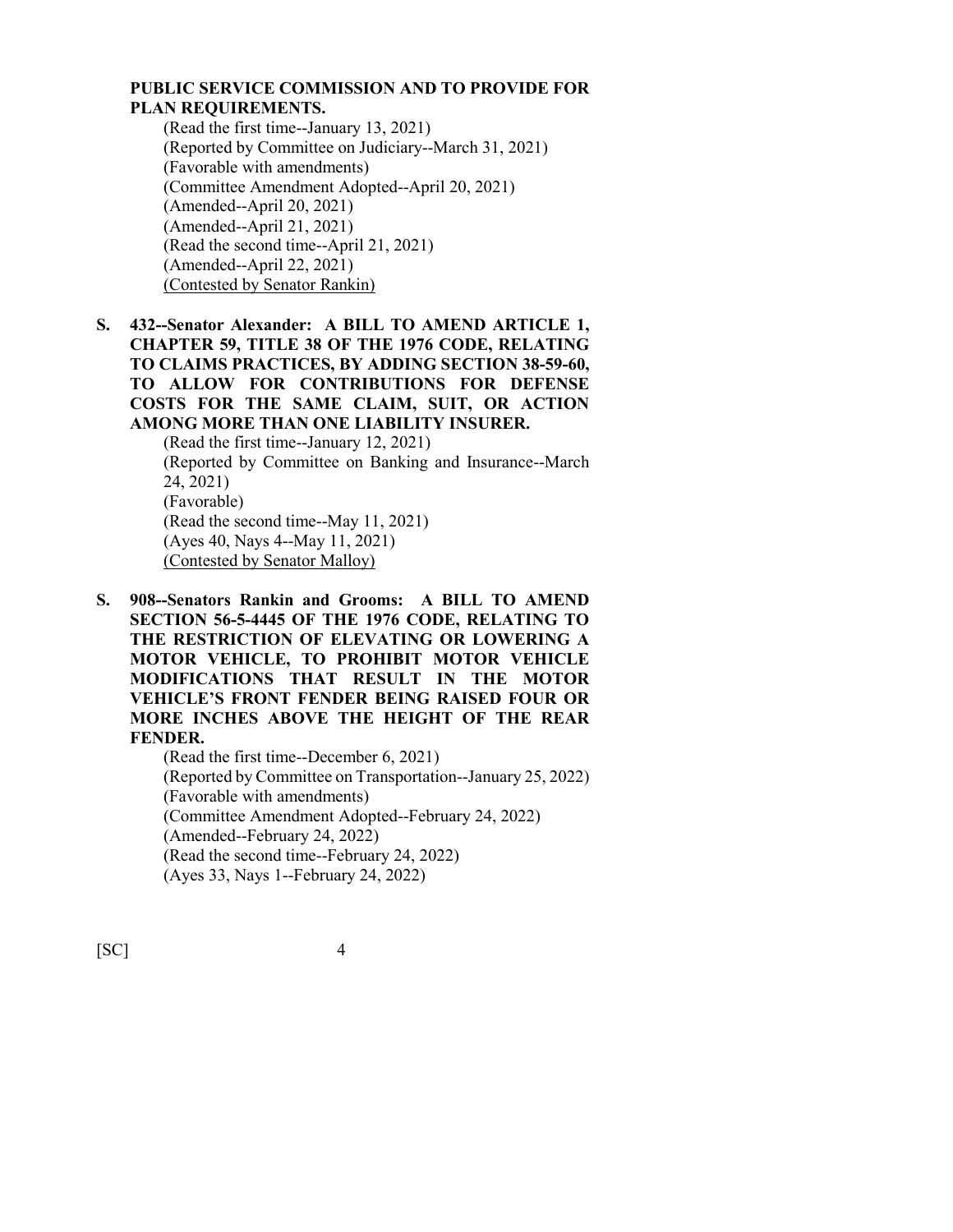**PUBLIC SERVICE COMMISSION AND TO PROVIDE FOR PLAN REQUIREMENTS.**

(Read the first time--January 13, 2021)
(Reported by Committee on Judiciary--March 31, 2021)
(Favorable with amendments)
(Committee Amendment Adopted--April 20, 2021)
(Amended--April 20, 2021)
(Amended--April 21, 2021)
(Read the second time--April 21, 2021)
(Amended--April 22, 2021)
<u>(Contested by Senator Rankin)</u>

**S. 432--Senator Alexander: A BILL TO AMEND ARTICLE 1, CHAPTER 59, TITLE 38 OF THE 1976 CODE, RELATING TO CLAIMS PRACTICES, BY ADDING SECTION 38-59-60, TO ALLOW FOR CONTRIBUTIONS FOR DEFENSE COSTS FOR THE SAME CLAIM, SUIT, OR ACTION AMONG MORE THAN ONE LIABILITY INSURER.**

(Read the first time--January 12, 2021)
(Reported by Committee on Banking and Insurance--March 24, 2021)
(Favorable)
(Read the second time--May 11, 2021)
(Ayes 40, Nays 4--May 11, 2021)
<u>(Contested by Senator Malloy)</u>

**S. 908--Senators Rankin and Grooms: A BILL TO AMEND SECTION 56-5-4445 OF THE 1976 CODE, RELATING TO THE RESTRICTION OF ELEVATING OR LOWERING A MOTOR VEHICLE, TO PROHIBIT MOTOR VEHICLE MODIFICATIONS THAT RESULT IN THE MOTOR VEHICLE'S FRONT FENDER BEING RAISED FOUR OR MORE INCHES ABOVE THE HEIGHT OF THE REAR FENDER.**

(Read the first time--December 6, 2021)
(Reported by Committee on Transportation--January 25, 2022)
(Favorable with amendments)
(Committee Amendment Adopted--February 24, 2022)
(Amended--February 24, 2022)
(Read the second time--February 24, 2022)
(Ayes 33, Nays 1--February 24, 2022)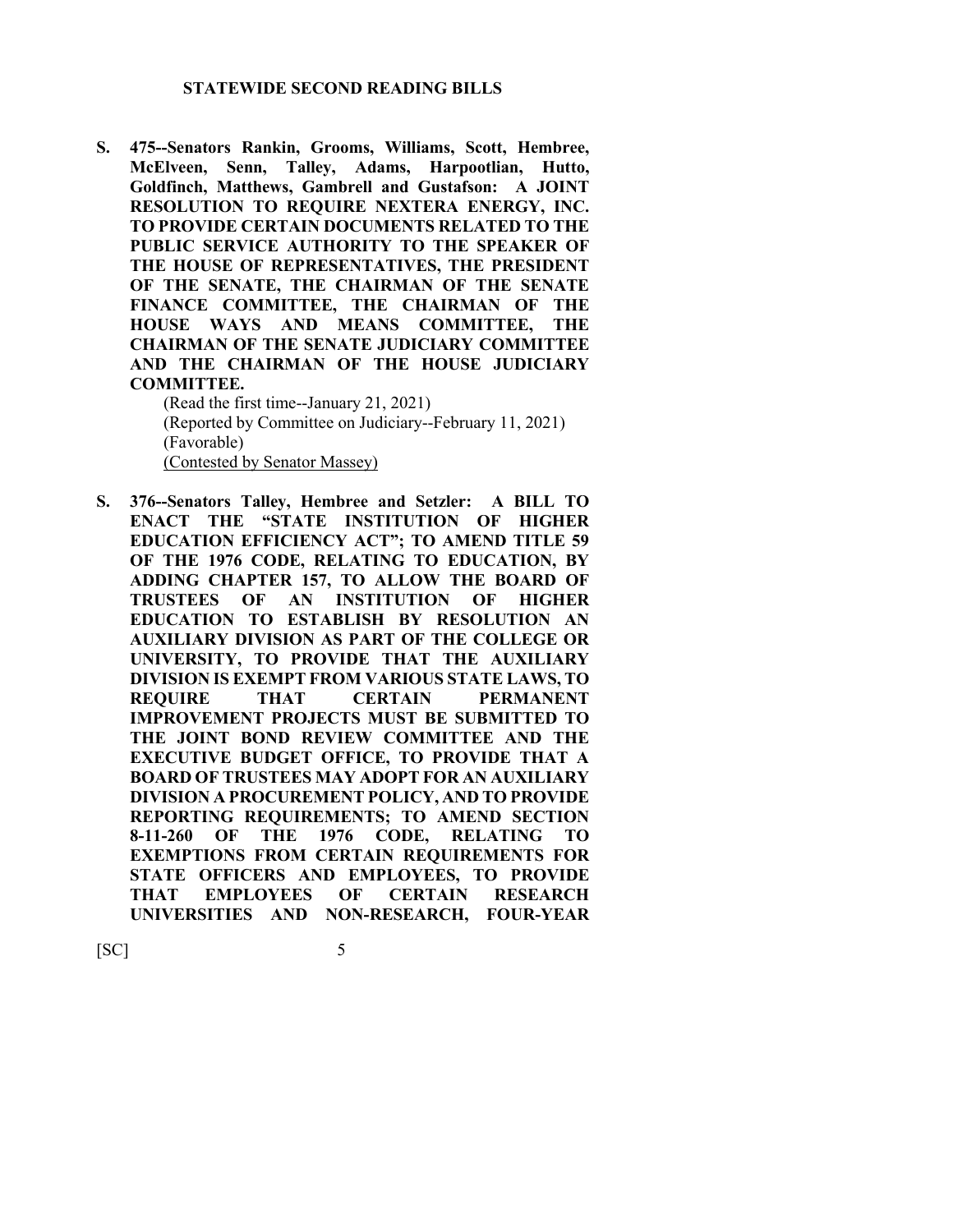## STATEWIDE SECOND READING BILLS

**S. 475--Senators Rankin, Grooms, Williams, Scott, Hembree, McElveen, Senn, Talley, Adams, Harpootlian, Hutto, Goldfinch, Matthews, Gambrell and Gustafson: A JOINT RESOLUTION TO REQUIRE NEXTERA ENERGY, INC. TO PROVIDE CERTAIN DOCUMENTS RELATED TO THE PUBLIC SERVICE AUTHORITY TO THE SPEAKER OF THE HOUSE OF REPRESENTATIVES, THE PRESIDENT OF THE SENATE, THE CHAIRMAN OF THE SENATE FINANCE COMMITTEE, THE CHAIRMAN OF THE HOUSE WAYS AND MEANS COMMITTEE, THE CHAIRMAN OF THE SENATE JUDICIARY COMMITTEE AND THE CHAIRMAN OF THE HOUSE JUDICIARY COMMITTEE.**

(Read the first time--January 21, 2021)
(Reported by Committee on Judiciary--February 11, 2021)
(Favorable)
(Contested by Senator Massey)

**S. 376--Senators Talley, Hembree and Setzler: A BILL TO ENACT THE "STATE INSTITUTION OF HIGHER EDUCATION EFFICIENCY ACT"; TO AMEND TITLE 59 OF THE 1976 CODE, RELATING TO EDUCATION, BY ADDING CHAPTER 157, TO ALLOW THE BOARD OF TRUSTEES OF AN INSTITUTION OF HIGHER EDUCATION TO ESTABLISH BY RESOLUTION AN AUXILIARY DIVISION AS PART OF THE COLLEGE OR UNIVERSITY, TO PROVIDE THAT THE AUXILIARY DIVISION IS EXEMPT FROM VARIOUS STATE LAWS, TO REQUIRE THAT CERTAIN PERMANENT IMPROVEMENT PROJECTS MUST BE SUBMITTED TO THE JOINT BOND REVIEW COMMITTEE AND THE EXECUTIVE BUDGET OFFICE, TO PROVIDE THAT A BOARD OF TRUSTEES MAY ADOPT FOR AN AUXILIARY DIVISION A PROCUREMENT POLICY, AND TO PROVIDE REPORTING REQUIREMENTS; TO AMEND SECTION 8-11-260 OF THE 1976 CODE, RELATING TO EXEMPTIONS FROM CERTAIN REQUIREMENTS FOR STATE OFFICERS AND EMPLOYEES, TO PROVIDE THAT EMPLOYEES OF CERTAIN RESEARCH UNIVERSITIES AND NON-RESEARCH, FOUR-YEAR**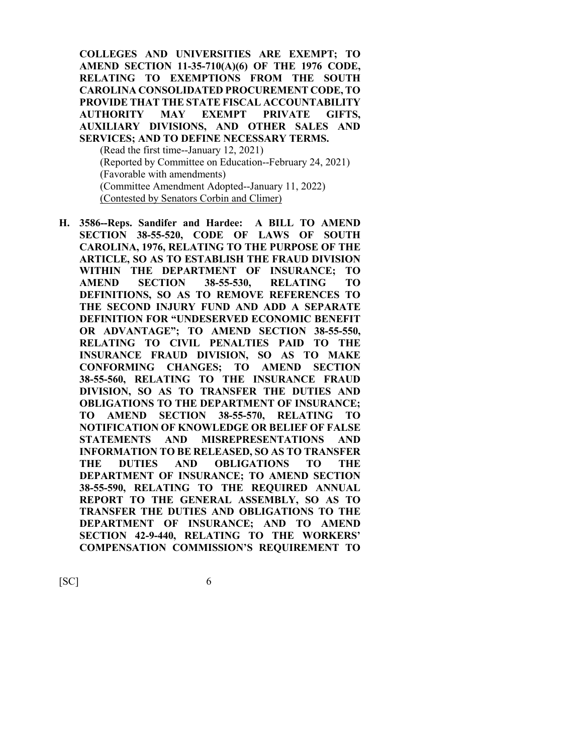**COLLEGES AND UNIVERSITIES ARE EXEMPT; TO AMEND SECTION 11-35-710(A)(6) OF THE 1976 CODE, RELATING TO EXEMPTIONS FROM THE SOUTH CAROLINA CONSOLIDATED PROCUREMENT CODE, TO PROVIDE THAT THE STATE FISCAL ACCOUNTABILITY AUTHORITY MAY EXEMPT PRIVATE GIFTS, AUXILIARY DIVISIONS, AND OTHER SALES AND SERVICES; AND TO DEFINE NECESSARY TERMS.**

(Read the first time--January 12, 2021)
(Reported by Committee on Education--February 24, 2021)
(Favorable with amendments)
(Committee Amendment Adopted--January 11, 2022)
(Contested by Senators Corbin and Climer)

**H. 3586--Reps. Sandifer and Hardee: A BILL TO AMEND SECTION 38-55-520, CODE OF LAWS OF SOUTH CAROLINA, 1976, RELATING TO THE PURPOSE OF THE ARTICLE, SO AS TO ESTABLISH THE FRAUD DIVISION WITHIN THE DEPARTMENT OF INSURANCE; TO AMEND SECTION 38-55-530, RELATING TO DEFINITIONS, SO AS TO REMOVE REFERENCES TO THE SECOND INJURY FUND AND ADD A SEPARATE DEFINITION FOR "UNDESERVED ECONOMIC BENEFIT OR ADVANTAGE"; TO AMEND SECTION 38-55-550, RELATING TO CIVIL PENALTIES PAID TO THE INSURANCE FRAUD DIVISION, SO AS TO MAKE CONFORMING CHANGES; TO AMEND SECTION 38-55-560, RELATING TO THE INSURANCE FRAUD DIVISION, SO AS TO TRANSFER THE DUTIES AND OBLIGATIONS TO THE DEPARTMENT OF INSURANCE; TO AMEND SECTION 38-55-570, RELATING TO NOTIFICATION OF KNOWLEDGE OR BELIEF OF FALSE STATEMENTS AND MISREPRESENTATIONS AND INFORMATION TO BE RELEASED, SO AS TO TRANSFER THE DUTIES AND OBLIGATIONS TO THE DEPARTMENT OF INSURANCE; TO AMEND SECTION 38-55-590, RELATING TO THE REQUIRED ANNUAL REPORT TO THE GENERAL ASSEMBLY, SO AS TO TRANSFER THE DUTIES AND OBLIGATIONS TO THE DEPARTMENT OF INSURANCE; AND TO AMEND SECTION 42-9-440, RELATING TO THE WORKERS' COMPENSATION COMMISSION'S REQUIREMENT TO**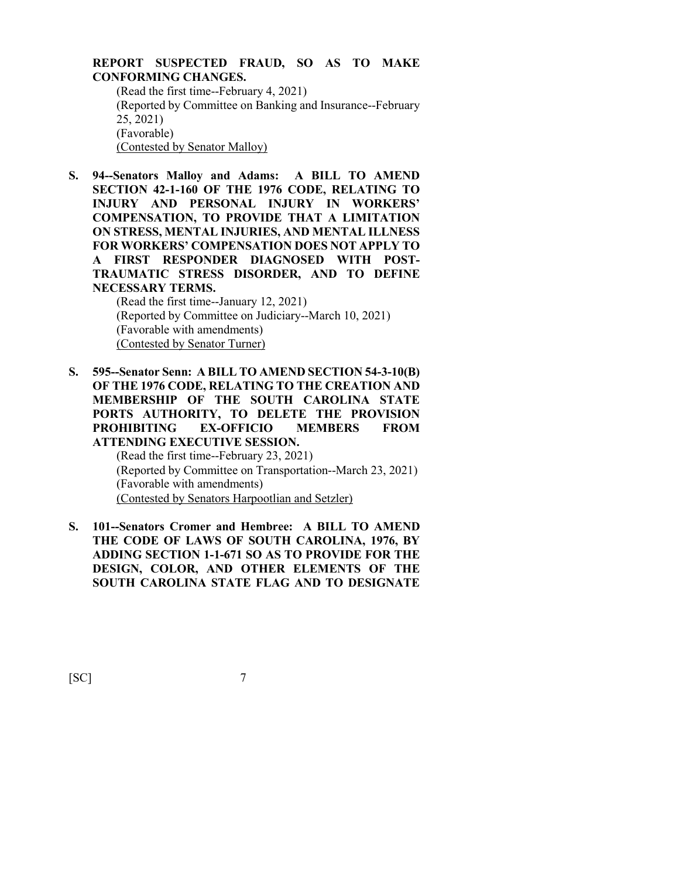**REPORT SUSPECTED FRAUD, SO AS TO MAKE CONFORMING CHANGES.**

(Read the first time--February 4, 2021)
(Reported by Committee on Banking and Insurance--February 25, 2021)
(Favorable)
<u>(Contested by Senator Malloy)</u>

**S. 94--Senators Malloy and Adams: A BILL TO AMEND SECTION 42-1-160 OF THE 1976 CODE, RELATING TO INJURY AND PERSONAL INJURY IN WORKERS' COMPENSATION, TO PROVIDE THAT A LIMITATION ON STRESS, MENTAL INJURIES, AND MENTAL ILLNESS FOR WORKERS' COMPENSATION DOES NOT APPLY TO A FIRST RESPONDER DIAGNOSED WITH POST-TRAUMATIC STRESS DISORDER, AND TO DEFINE NECESSARY TERMS.**

(Read the first time--January 12, 2021)
(Reported by Committee on Judiciary--March 10, 2021)
(Favorable with amendments)
<u>(Contested by Senator Turner)</u>

**S. 595--Senator Senn: A BILL TO AMEND SECTION 54-3-10(B) OF THE 1976 CODE, RELATING TO THE CREATION AND MEMBERSHIP OF THE SOUTH CAROLINA STATE PORTS AUTHORITY, TO DELETE THE PROVISION PROHIBITING EX-OFFICIO MEMBERS FROM ATTENDING EXECUTIVE SESSION.**

(Read the first time--February 23, 2021)
(Reported by Committee on Transportation--March 23, 2021)
(Favorable with amendments)
<u>(Contested by Senators Harpootlian and Setzler)</u>

**S. 101--Senators Cromer and Hembree: A BILL TO AMEND THE CODE OF LAWS OF SOUTH CAROLINA, 1976, BY ADDING SECTION 1-1-671 SO AS TO PROVIDE FOR THE DESIGN, COLOR, AND OTHER ELEMENTS OF THE SOUTH CAROLINA STATE FLAG AND TO DESIGNATE**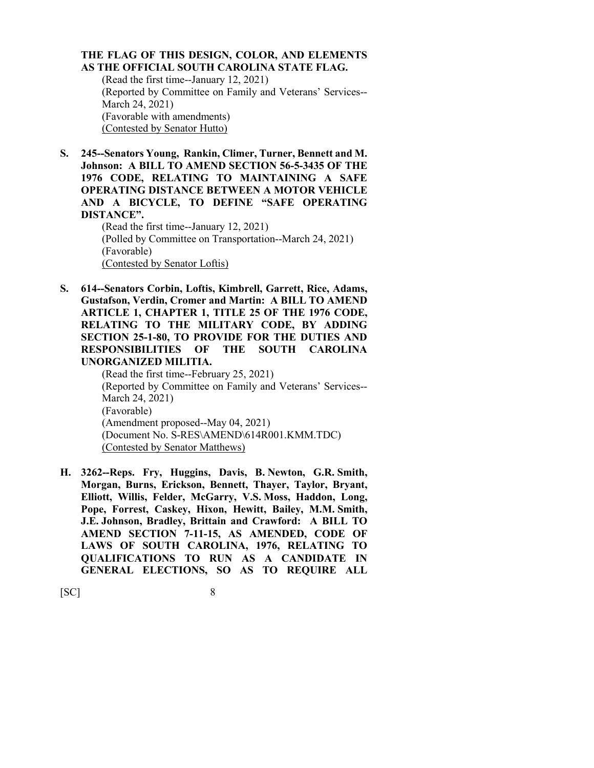**THE FLAG OF THIS DESIGN, COLOR, AND ELEMENTS AS THE OFFICIAL SOUTH CAROLINA STATE FLAG.**

(Read the first time--January 12, 2021)
(Reported by Committee on Family and Veterans' Services--March 24, 2021)
(Favorable with amendments)
(Contested by Senator Hutto)

**S. 245--Senators Young, Rankin, Climer, Turner, Bennett and M. Johnson: A BILL TO AMEND SECTION 56-5-3435 OF THE 1976 CODE, RELATING TO MAINTAINING A SAFE OPERATING DISTANCE BETWEEN A MOTOR VEHICLE AND A BICYCLE, TO DEFINE "SAFE OPERATING DISTANCE".**

(Read the first time--January 12, 2021)
(Polled by Committee on Transportation--March 24, 2021)
(Favorable)
(Contested by Senator Loftis)

**S. 614--Senators Corbin, Loftis, Kimbrell, Garrett, Rice, Adams, Gustafson, Verdin, Cromer and Martin: A BILL TO AMEND ARTICLE 1, CHAPTER 1, TITLE 25 OF THE 1976 CODE, RELATING TO THE MILITARY CODE, BY ADDING SECTION 25-1-80, TO PROVIDE FOR THE DUTIES AND RESPONSIBILITIES OF THE SOUTH CAROLINA UNORGANIZED MILITIA.**

(Read the first time--February 25, 2021)
(Reported by Committee on Family and Veterans' Services--March 24, 2021)
(Favorable)
(Amendment proposed--May 04, 2021)
(Document No. S-RES\AMEND\614R001.KMM.TDC)
(Contested by Senator Matthews)

**H. 3262--Reps. Fry, Huggins, Davis, B. Newton, G.R. Smith, Morgan, Burns, Erickson, Bennett, Thayer, Taylor, Bryant, Elliott, Willis, Felder, McGarry, V.S. Moss, Haddon, Long, Pope, Forrest, Caskey, Hixon, Hewitt, Bailey, M.M. Smith, J.E. Johnson, Bradley, Brittain and Crawford: A BILL TO AMEND SECTION 7-11-15, AS AMENDED, CODE OF LAWS OF SOUTH CAROLINA, 1976, RELATING TO QUALIFICATIONS TO RUN AS A CANDIDATE IN GENERAL ELECTIONS, SO AS TO REQUIRE ALL**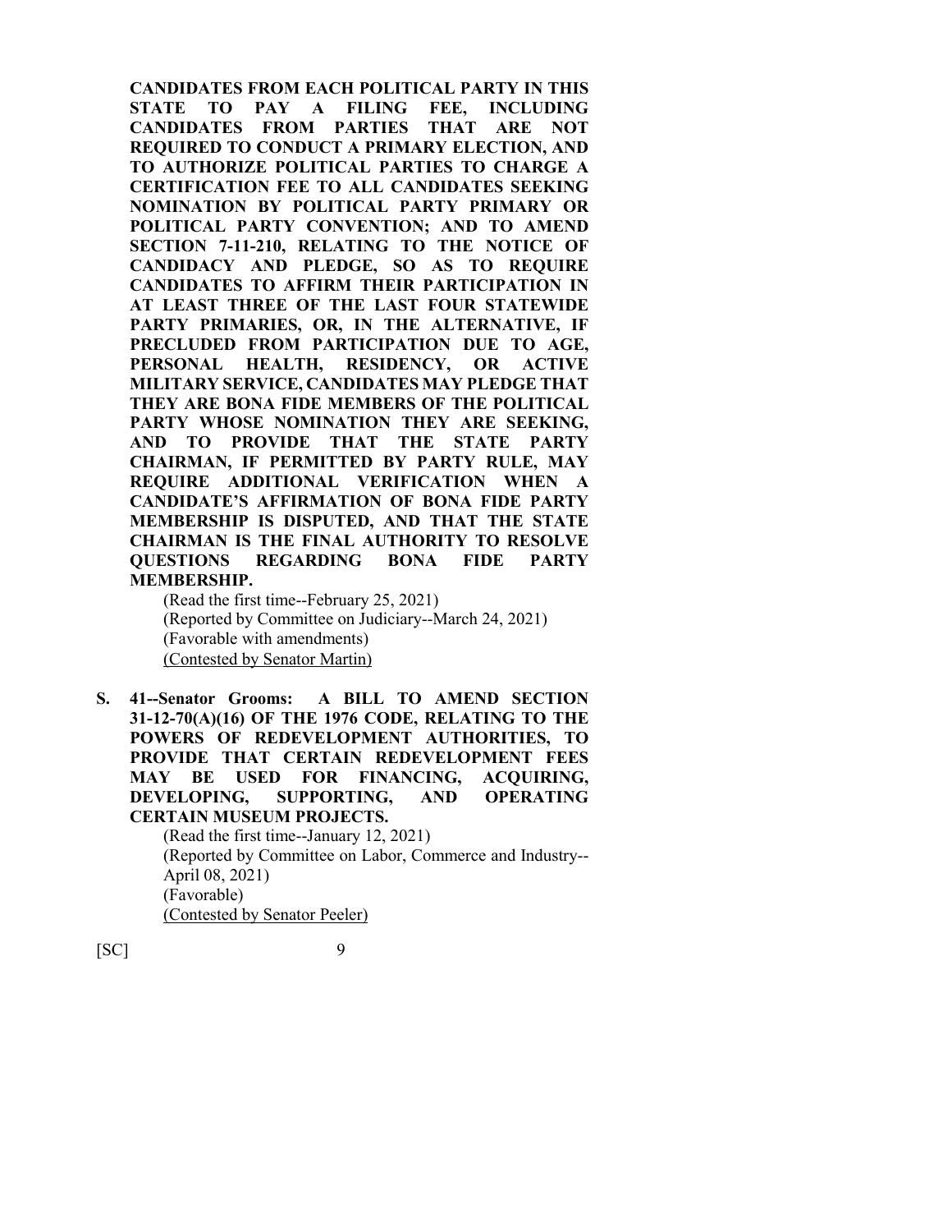**CANDIDATES FROM EACH POLITICAL PARTY IN THIS STATE TO PAY A FILING FEE, INCLUDING CANDIDATES FROM PARTIES THAT ARE NOT REQUIRED TO CONDUCT A PRIMARY ELECTION, AND TO AUTHORIZE POLITICAL PARTIES TO CHARGE A CERTIFICATION FEE TO ALL CANDIDATES SEEKING NOMINATION BY POLITICAL PARTY PRIMARY OR POLITICAL PARTY CONVENTION; AND TO AMEND SECTION 7-11-210, RELATING TO THE NOTICE OF CANDIDACY AND PLEDGE, SO AS TO REQUIRE CANDIDATES TO AFFIRM THEIR PARTICIPATION IN AT LEAST THREE OF THE LAST FOUR STATEWIDE PARTY PRIMARIES, OR, IN THE ALTERNATIVE, IF PRECLUDED FROM PARTICIPATION DUE TO AGE, PERSONAL HEALTH, RESIDENCY, OR ACTIVE MILITARY SERVICE, CANDIDATES MAY PLEDGE THAT THEY ARE BONA FIDE MEMBERS OF THE POLITICAL PARTY WHOSE NOMINATION THEY ARE SEEKING, AND TO PROVIDE THAT THE STATE PARTY CHAIRMAN, IF PERMITTED BY PARTY RULE, MAY REQUIRE ADDITIONAL VERIFICATION WHEN A CANDIDATE'S AFFIRMATION OF BONA FIDE PARTY MEMBERSHIP IS DISPUTED, AND THAT THE STATE CHAIRMAN IS THE FINAL AUTHORITY TO RESOLVE QUESTIONS REGARDING BONA FIDE PARTY MEMBERSHIP.**

(Read the first time--February 25, 2021)
(Reported by Committee on Judiciary--March 24, 2021)
(Favorable with amendments)
<u>(Contested by Senator Martin)</u>

**S. 41--Senator Grooms: A BILL TO AMEND SECTION 31-12-70(A)(16) OF THE 1976 CODE, RELATING TO THE POWERS OF REDEVELOPMENT AUTHORITIES, TO PROVIDE THAT CERTAIN REDEVELOPMENT FEES MAY BE USED FOR FINANCING, ACQUIRING, DEVELOPING, SUPPORTING, AND OPERATING CERTAIN MUSEUM PROJECTS.**

(Read the first time--January 12, 2021)
(Reported by Committee on Labor, Commerce and Industry--April 08, 2021)
(Favorable)
<u>(Contested by Senator Peeler)</u>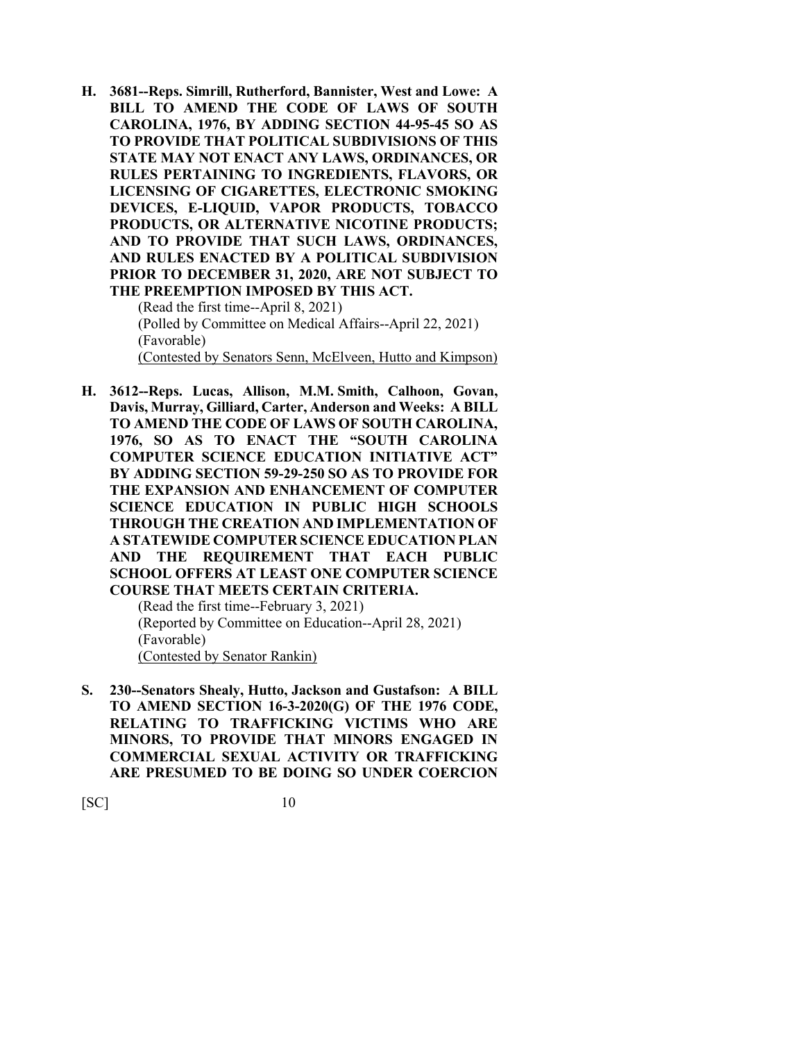**H. 3681--Reps. Simrill, Rutherford, Bannister, West and Lowe: A BILL TO AMEND THE CODE OF LAWS OF SOUTH CAROLINA, 1976, BY ADDING SECTION 44-95-45 SO AS TO PROVIDE THAT POLITICAL SUBDIVISIONS OF THIS STATE MAY NOT ENACT ANY LAWS, ORDINANCES, OR RULES PERTAINING TO INGREDIENTS, FLAVORS, OR LICENSING OF CIGARETTES, ELECTRONIC SMOKING DEVICES, E-LIQUID, VAPOR PRODUCTS, TOBACCO PRODUCTS, OR ALTERNATIVE NICOTINE PRODUCTS; AND TO PROVIDE THAT SUCH LAWS, ORDINANCES, AND RULES ENACTED BY A POLITICAL SUBDIVISION PRIOR TO DECEMBER 31, 2020, ARE NOT SUBJECT TO THE PREEMPTION IMPOSED BY THIS ACT.**

(Read the first time--April 8, 2021)
(Polled by Committee on Medical Affairs--April 22, 2021)
(Favorable)
(Contested by Senators Senn, McElveen, Hutto and Kimpson)

**H. 3612--Reps. Lucas, Allison, M.M. Smith, Calhoon, Govan, Davis, Murray, Gilliard, Carter, Anderson and Weeks: A BILL TO AMEND THE CODE OF LAWS OF SOUTH CAROLINA, 1976, SO AS TO ENACT THE "SOUTH CAROLINA COMPUTER SCIENCE EDUCATION INITIATIVE ACT" BY ADDING SECTION 59-29-250 SO AS TO PROVIDE FOR THE EXPANSION AND ENHANCEMENT OF COMPUTER SCIENCE EDUCATION IN PUBLIC HIGH SCHOOLS THROUGH THE CREATION AND IMPLEMENTATION OF A STATEWIDE COMPUTER SCIENCE EDUCATION PLAN AND THE REQUIREMENT THAT EACH PUBLIC SCHOOL OFFERS AT LEAST ONE COMPUTER SCIENCE COURSE THAT MEETS CERTAIN CRITERIA.**

(Read the first time--February 3, 2021)
(Reported by Committee on Education--April 28, 2021)
(Favorable)
(Contested by Senator Rankin)

**S. 230--Senators Shealy, Hutto, Jackson and Gustafson: A BILL TO AMEND SECTION 16-3-2020(G) OF THE 1976 CODE, RELATING TO TRAFFICKING VICTIMS WHO ARE MINORS, TO PROVIDE THAT MINORS ENGAGED IN COMMERCIAL SEXUAL ACTIVITY OR TRAFFICKING ARE PRESUMED TO BE DOING SO UNDER COERCION**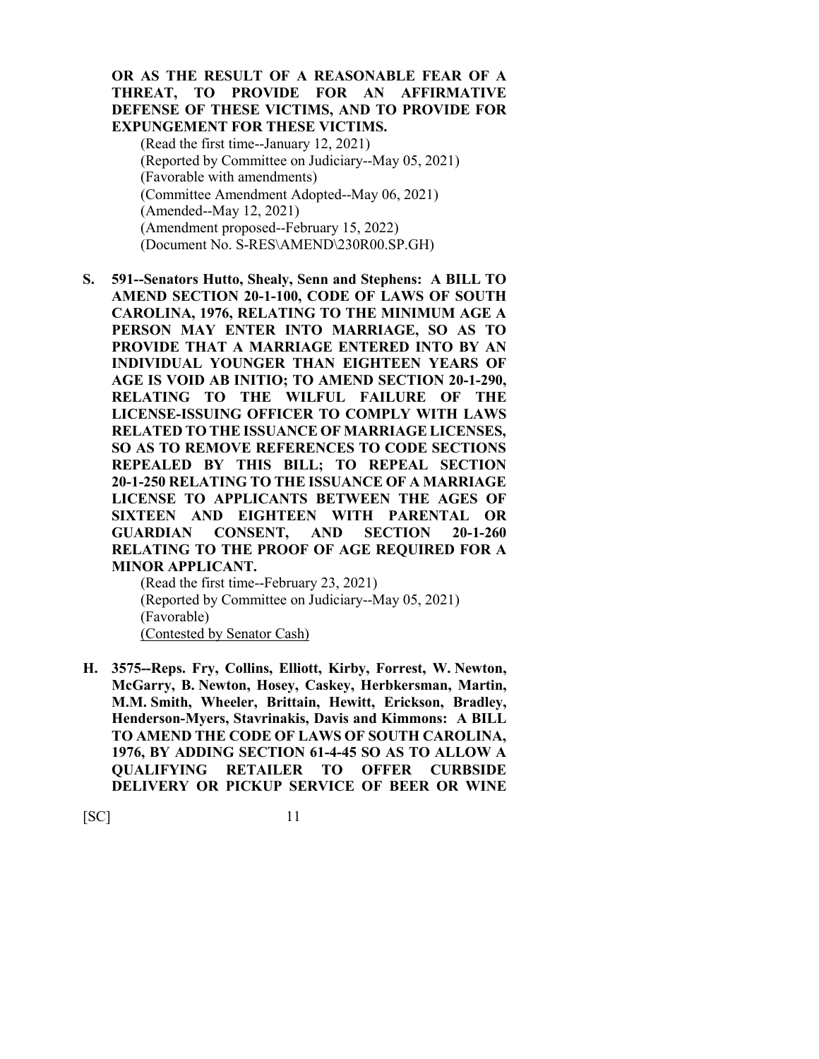**OR AS THE RESULT OF A REASONABLE FEAR OF A THREAT, TO PROVIDE FOR AN AFFIRMATIVE DEFENSE OF THESE VICTIMS, AND TO PROVIDE FOR EXPUNGEMENT FOR THESE VICTIMS.**

(Read the first time--January 12, 2021)
(Reported by Committee on Judiciary--May 05, 2021)
(Favorable with amendments)
(Committee Amendment Adopted--May 06, 2021)
(Amended--May 12, 2021)
(Amendment proposed--February 15, 2022)
(Document No. S-RES\AMEND\230R00.SP.GH)

**S. 591--Senators Hutto, Shealy, Senn and Stephens: A BILL TO AMEND SECTION 20-1-100, CODE OF LAWS OF SOUTH CAROLINA, 1976, RELATING TO THE MINIMUM AGE A PERSON MAY ENTER INTO MARRIAGE, SO AS TO PROVIDE THAT A MARRIAGE ENTERED INTO BY AN INDIVIDUAL YOUNGER THAN EIGHTEEN YEARS OF AGE IS VOID AB INITIO; TO AMEND SECTION 20-1-290, RELATING TO THE WILFUL FAILURE OF THE LICENSE-ISSUING OFFICER TO COMPLY WITH LAWS RELATED TO THE ISSUANCE OF MARRIAGE LICENSES, SO AS TO REMOVE REFERENCES TO CODE SECTIONS REPEALED BY THIS BILL; TO REPEAL SECTION 20-1-250 RELATING TO THE ISSUANCE OF A MARRIAGE LICENSE TO APPLICANTS BETWEEN THE AGES OF SIXTEEN AND EIGHTEEN WITH PARENTAL OR GUARDIAN CONSENT, AND SECTION 20-1-260 RELATING TO THE PROOF OF AGE REQUIRED FOR A MINOR APPLICANT.**

(Read the first time--February 23, 2021)
(Reported by Committee on Judiciary--May 05, 2021)
(Favorable)
<u>(Contested by Senator Cash)</u>

**H. 3575--Reps. Fry, Collins, Elliott, Kirby, Forrest, W. Newton, McGarry, B. Newton, Hosey, Caskey, Herbkersman, Martin, M.M. Smith, Wheeler, Brittain, Hewitt, Erickson, Bradley, Henderson-Myers, Stavrinakis, Davis and Kimmons: A BILL TO AMEND THE CODE OF LAWS OF SOUTH CAROLINA, 1976, BY ADDING SECTION 61-4-45 SO AS TO ALLOW A QUALIFYING RETAILER TO OFFER CURBSIDE DELIVERY OR PICKUP SERVICE OF BEER OR WINE**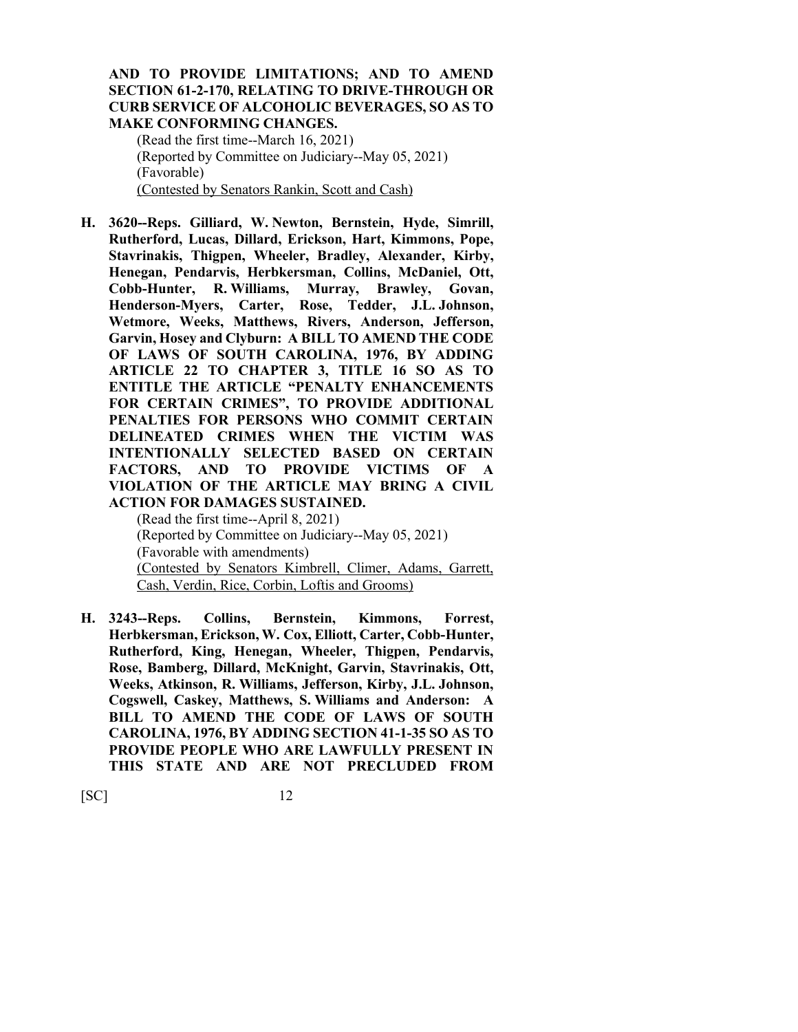**AND TO PROVIDE LIMITATIONS; AND TO AMEND SECTION 61-2-170, RELATING TO DRIVE-THROUGH OR CURB SERVICE OF ALCOHOLIC BEVERAGES, SO AS TO MAKE CONFORMING CHANGES.**

(Read the first time--March 16, 2021)
(Reported by Committee on Judiciary--May 05, 2021)
(Favorable)
(Contested by Senators Rankin, Scott and Cash)

**H. 3620--Reps. Gilliard, W. Newton, Bernstein, Hyde, Simrill, Rutherford, Lucas, Dillard, Erickson, Hart, Kimmons, Pope, Stavrinakis, Thigpen, Wheeler, Bradley, Alexander, Kirby, Henegan, Pendarvis, Herbkersman, Collins, McDaniel, Ott, Cobb-Hunter, R. Williams, Murray, Brawley, Govan, Henderson-Myers, Carter, Rose, Tedder, J.L. Johnson, Wetmore, Weeks, Matthews, Rivers, Anderson, Jefferson, Garvin, Hosey and Clyburn: A BILL TO AMEND THE CODE OF LAWS OF SOUTH CAROLINA, 1976, BY ADDING ARTICLE 22 TO CHAPTER 3, TITLE 16 SO AS TO ENTITLE THE ARTICLE "PENALTY ENHANCEMENTS FOR CERTAIN CRIMES", TO PROVIDE ADDITIONAL PENALTIES FOR PERSONS WHO COMMIT CERTAIN DELINEATED CRIMES WHEN THE VICTIM WAS INTENTIONALLY SELECTED BASED ON CERTAIN FACTORS, AND TO PROVIDE VICTIMS OF A VIOLATION OF THE ARTICLE MAY BRING A CIVIL ACTION FOR DAMAGES SUSTAINED.**

(Read the first time--April 8, 2021)
(Reported by Committee on Judiciary--May 05, 2021)
(Favorable with amendments)
(Contested by Senators Kimbrell, Climer, Adams, Garrett, Cash, Verdin, Rice, Corbin, Loftis and Grooms)

**H. 3243--Reps. Collins, Bernstein, Kimmons, Forrest, Herbkersman, Erickson, W. Cox, Elliott, Carter, Cobb-Hunter, Rutherford, King, Henegan, Wheeler, Thigpen, Pendarvis, Rose, Bamberg, Dillard, McKnight, Garvin, Stavrinakis, Ott, Weeks, Atkinson, R. Williams, Jefferson, Kirby, J.L. Johnson, Cogswell, Caskey, Matthews, S. Williams and Anderson: A BILL TO AMEND THE CODE OF LAWS OF SOUTH CAROLINA, 1976, BY ADDING SECTION 41-1-35 SO AS TO PROVIDE PEOPLE WHO ARE LAWFULLY PRESENT IN THIS STATE AND ARE NOT PRECLUDED FROM**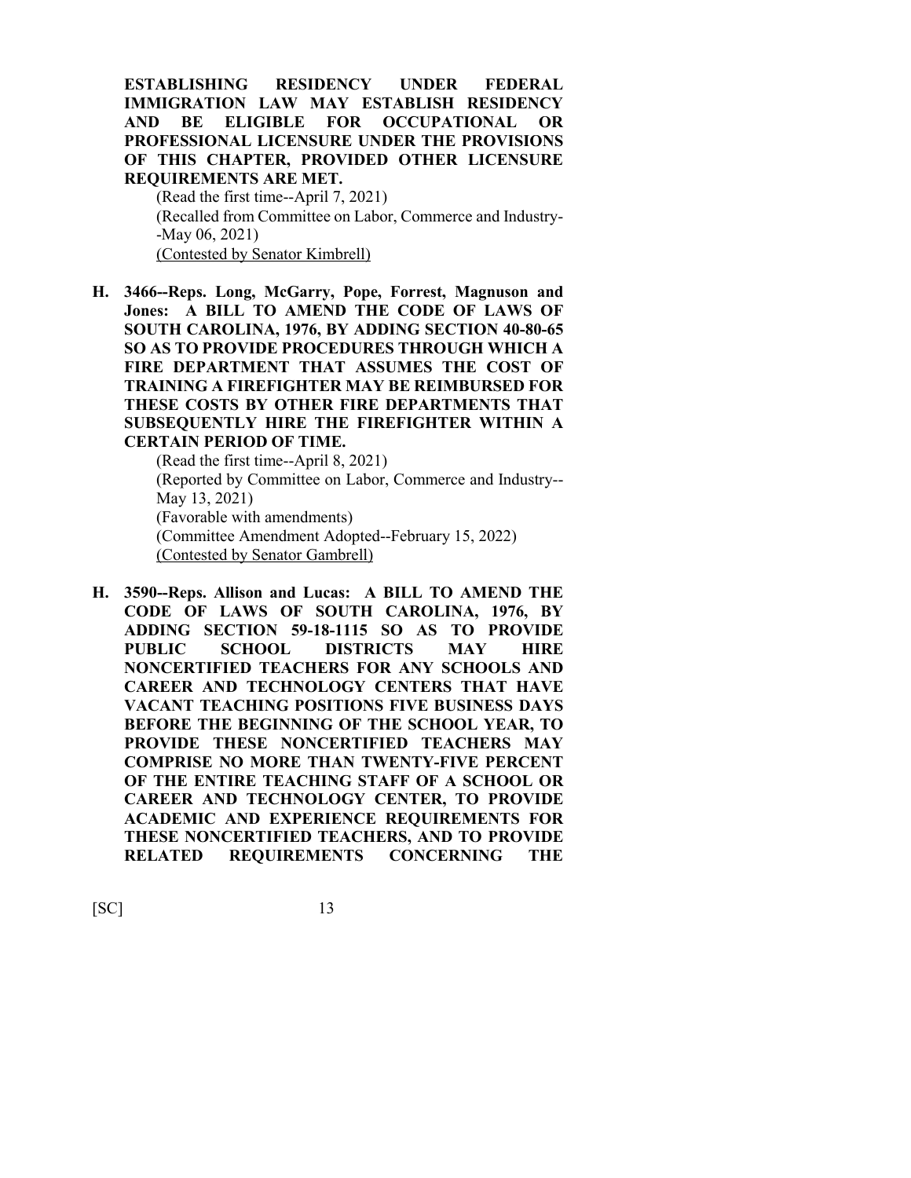**ESTABLISHING RESIDENCY UNDER FEDERAL IMMIGRATION LAW MAY ESTABLISH RESIDENCY AND BE ELIGIBLE FOR OCCUPATIONAL OR PROFESSIONAL LICENSURE UNDER THE PROVISIONS OF THIS CHAPTER, PROVIDED OTHER LICENSURE REQUIREMENTS ARE MET.**

(Read the first time--April 7, 2021)
(Recalled from Committee on Labor, Commerce and Industry--May 06, 2021)
(Contested by Senator Kimbrell)

**H. 3466--Reps. Long, McGarry, Pope, Forrest, Magnuson and Jones: A BILL TO AMEND THE CODE OF LAWS OF SOUTH CAROLINA, 1976, BY ADDING SECTION 40-80-65 SO AS TO PROVIDE PROCEDURES THROUGH WHICH A FIRE DEPARTMENT THAT ASSUMES THE COST OF TRAINING A FIREFIGHTER MAY BE REIMBURSED FOR THESE COSTS BY OTHER FIRE DEPARTMENTS THAT SUBSEQUENTLY HIRE THE FIREFIGHTER WITHIN A CERTAIN PERIOD OF TIME.**

(Read the first time--April 8, 2021)
(Reported by Committee on Labor, Commerce and Industry--May 13, 2021)
(Favorable with amendments)
(Committee Amendment Adopted--February 15, 2022)
(Contested by Senator Gambrell)

**H. 3590--Reps. Allison and Lucas: A BILL TO AMEND THE CODE OF LAWS OF SOUTH CAROLINA, 1976, BY ADDING SECTION 59-18-1115 SO AS TO PROVIDE PUBLIC SCHOOL DISTRICTS MAY HIRE NONCERTIFIED TEACHERS FOR ANY SCHOOLS AND CAREER AND TECHNOLOGY CENTERS THAT HAVE VACANT TEACHING POSITIONS FIVE BUSINESS DAYS BEFORE THE BEGINNING OF THE SCHOOL YEAR, TO PROVIDE THESE NONCERTIFIED TEACHERS MAY COMPRISE NO MORE THAN TWENTY-FIVE PERCENT OF THE ENTIRE TEACHING STAFF OF A SCHOOL OR CAREER AND TECHNOLOGY CENTER, TO PROVIDE ACADEMIC AND EXPERIENCE REQUIREMENTS FOR THESE NONCERTIFIED TEACHERS, AND TO PROVIDE RELATED REQUIREMENTS CONCERNING THE**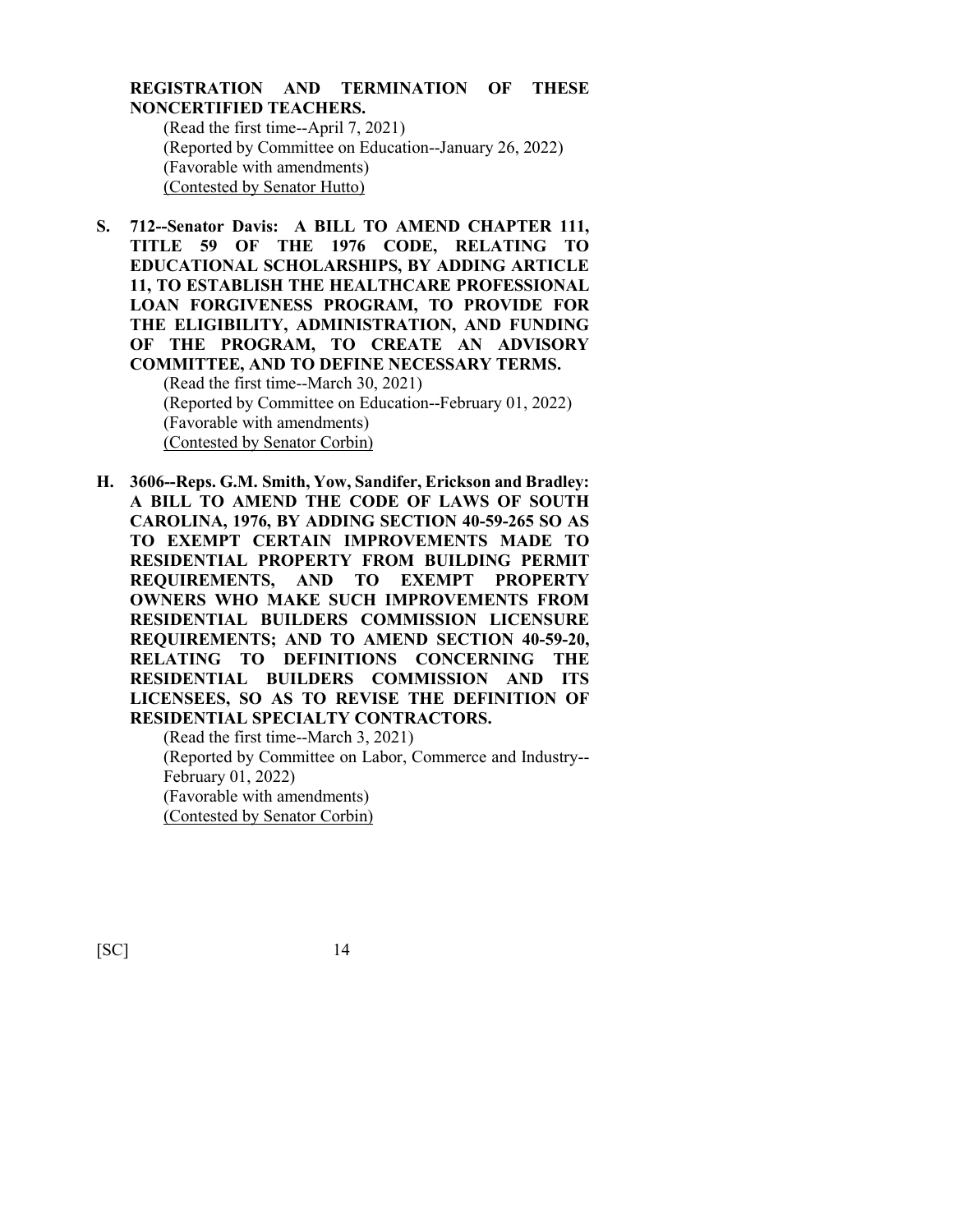**REGISTRATION AND TERMINATION OF THESE NONCERTIFIED TEACHERS.**

(Read the first time--April 7, 2021)
(Reported by Committee on Education--January 26, 2022)
(Favorable with amendments)
(Contested by Senator Hutto)

**S. 712--Senator Davis: A BILL TO AMEND CHAPTER 111, TITLE 59 OF THE 1976 CODE, RELATING TO EDUCATIONAL SCHOLARSHIPS, BY ADDING ARTICLE 11, TO ESTABLISH THE HEALTHCARE PROFESSIONAL LOAN FORGIVENESS PROGRAM, TO PROVIDE FOR THE ELIGIBILITY, ADMINISTRATION, AND FUNDING OF THE PROGRAM, TO CREATE AN ADVISORY COMMITTEE, AND TO DEFINE NECESSARY TERMS.**

(Read the first time--March 30, 2021)
(Reported by Committee on Education--February 01, 2022)
(Favorable with amendments)
(Contested by Senator Corbin)

**H. 3606--Reps. G.M. Smith, Yow, Sandifer, Erickson and Bradley: A BILL TO AMEND THE CODE OF LAWS OF SOUTH CAROLINA, 1976, BY ADDING SECTION 40-59-265 SO AS TO EXEMPT CERTAIN IMPROVEMENTS MADE TO RESIDENTIAL PROPERTY FROM BUILDING PERMIT REQUIREMENTS, AND TO EXEMPT PROPERTY OWNERS WHO MAKE SUCH IMPROVEMENTS FROM RESIDENTIAL BUILDERS COMMISSION LICENSURE REQUIREMENTS; AND TO AMEND SECTION 40-59-20, RELATING TO DEFINITIONS CONCERNING THE RESIDENTIAL BUILDERS COMMISSION AND ITS LICENSEES, SO AS TO REVISE THE DEFINITION OF RESIDENTIAL SPECIALTY CONTRACTORS.**

(Read the first time--March 3, 2021)
(Reported by Committee on Labor, Commerce and Industry--February 01, 2022)
(Favorable with amendments)
(Contested by Senator Corbin)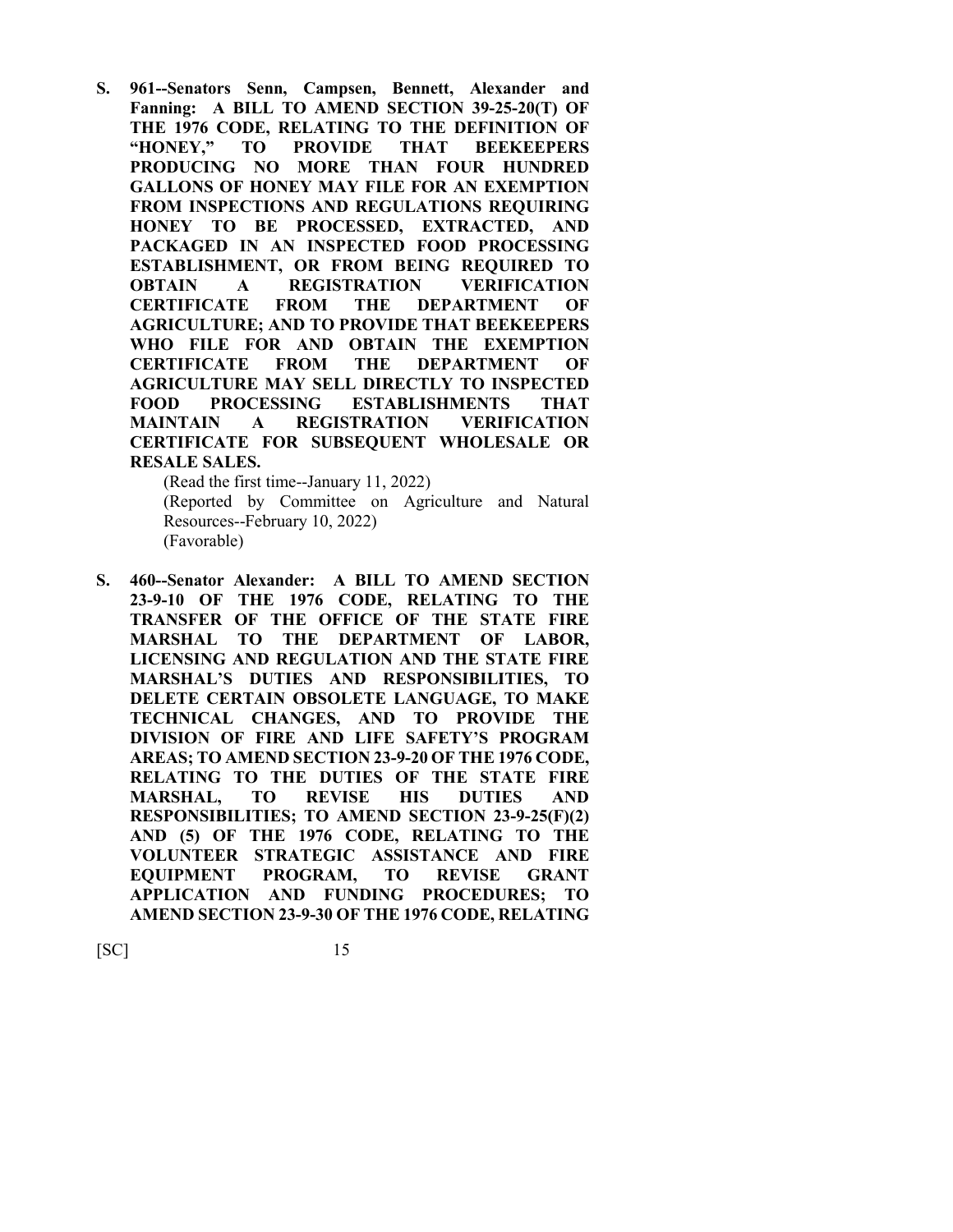**S. 961--Senators Senn, Campsen, Bennett, Alexander and Fanning: A BILL TO AMEND SECTION 39-25-20(T) OF THE 1976 CODE, RELATING TO THE DEFINITION OF "HONEY," TO PROVIDE THAT BEEKEEPERS PRODUCING NO MORE THAN FOUR HUNDRED GALLONS OF HONEY MAY FILE FOR AN EXEMPTION FROM INSPECTIONS AND REGULATIONS REQUIRING HONEY TO BE PROCESSED, EXTRACTED, AND PACKAGED IN AN INSPECTED FOOD PROCESSING ESTABLISHMENT, OR FROM BEING REQUIRED TO OBTAIN A REGISTRATION VERIFICATION CERTIFICATE FROM THE DEPARTMENT OF AGRICULTURE; AND TO PROVIDE THAT BEEKEEPERS WHO FILE FOR AND OBTAIN THE EXEMPTION CERTIFICATE FROM THE DEPARTMENT OF AGRICULTURE MAY SELL DIRECTLY TO INSPECTED FOOD PROCESSING ESTABLISHMENTS THAT MAINTAIN A REGISTRATION VERIFICATION CERTIFICATE FOR SUBSEQUENT WHOLESALE OR RESALE SALES.**

(Read the first time--January 11, 2022)
(Reported by Committee on Agriculture and Natural Resources--February 10, 2022)
(Favorable)

**S. 460--Senator Alexander: A BILL TO AMEND SECTION 23-9-10 OF THE 1976 CODE, RELATING TO THE TRANSFER OF THE OFFICE OF THE STATE FIRE MARSHAL TO THE DEPARTMENT OF LABOR, LICENSING AND REGULATION AND THE STATE FIRE MARSHAL'S DUTIES AND RESPONSIBILITIES, TO DELETE CERTAIN OBSOLETE LANGUAGE, TO MAKE TECHNICAL CHANGES, AND TO PROVIDE THE DIVISION OF FIRE AND LIFE SAFETY'S PROGRAM AREAS; TO AMEND SECTION 23-9-20 OF THE 1976 CODE, RELATING TO THE DUTIES OF THE STATE FIRE MARSHAL, TO REVISE HIS DUTIES AND RESPONSIBILITIES; TO AMEND SECTION 23-9-25(F)(2) AND (5) OF THE 1976 CODE, RELATING TO THE VOLUNTEER STRATEGIC ASSISTANCE AND FIRE EQUIPMENT PROGRAM, TO REVISE GRANT APPLICATION AND FUNDING PROCEDURES; TO AMEND SECTION 23-9-30 OF THE 1976 CODE, RELATING**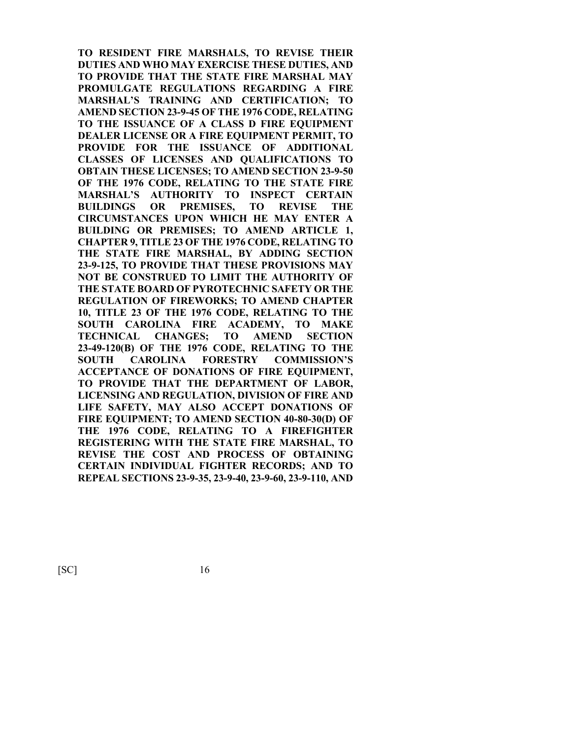**TO RESIDENT FIRE MARSHALS, TO REVISE THEIR DUTIES AND WHO MAY EXERCISE THESE DUTIES, AND TO PROVIDE THAT THE STATE FIRE MARSHAL MAY PROMULGATE REGULATIONS REGARDING A FIRE MARSHAL'S TRAINING AND CERTIFICATION; TO AMEND SECTION 23-9-45 OF THE 1976 CODE, RELATING TO THE ISSUANCE OF A CLASS D FIRE EQUIPMENT DEALER LICENSE OR A FIRE EQUIPMENT PERMIT, TO PROVIDE FOR THE ISSUANCE OF ADDITIONAL CLASSES OF LICENSES AND QUALIFICATIONS TO OBTAIN THESE LICENSES; TO AMEND SECTION 23-9-50 OF THE 1976 CODE, RELATING TO THE STATE FIRE MARSHAL'S AUTHORITY TO INSPECT CERTAIN BUILDINGS OR PREMISES, TO REVISE THE CIRCUMSTANCES UPON WHICH HE MAY ENTER A BUILDING OR PREMISES; TO AMEND ARTICLE 1, CHAPTER 9, TITLE 23 OF THE 1976 CODE, RELATING TO THE STATE FIRE MARSHAL, BY ADDING SECTION 23-9-125, TO PROVIDE THAT THESE PROVISIONS MAY NOT BE CONSTRUED TO LIMIT THE AUTHORITY OF THE STATE BOARD OF PYROTECHNIC SAFETY OR THE REGULATION OF FIREWORKS; TO AMEND CHAPTER 10, TITLE 23 OF THE 1976 CODE, RELATING TO THE SOUTH CAROLINA FIRE ACADEMY, TO MAKE TECHNICAL CHANGES; TO AMEND SECTION 23-49-120(B) OF THE 1976 CODE, RELATING TO THE SOUTH CAROLINA FORESTRY COMMISSION'S ACCEPTANCE OF DONATIONS OF FIRE EQUIPMENT, TO PROVIDE THAT THE DEPARTMENT OF LABOR, LICENSING AND REGULATION, DIVISION OF FIRE AND LIFE SAFETY, MAY ALSO ACCEPT DONATIONS OF FIRE EQUIPMENT; TO AMEND SECTION 40-80-30(D) OF THE 1976 CODE, RELATING TO A FIREFIGHTER REGISTERING WITH THE STATE FIRE MARSHAL, TO REVISE THE COST AND PROCESS OF OBTAINING CERTAIN INDIVIDUAL FIGHTER RECORDS; AND TO REPEAL SECTIONS 23-9-35, 23-9-40, 23-9-60, 23-9-110, AND**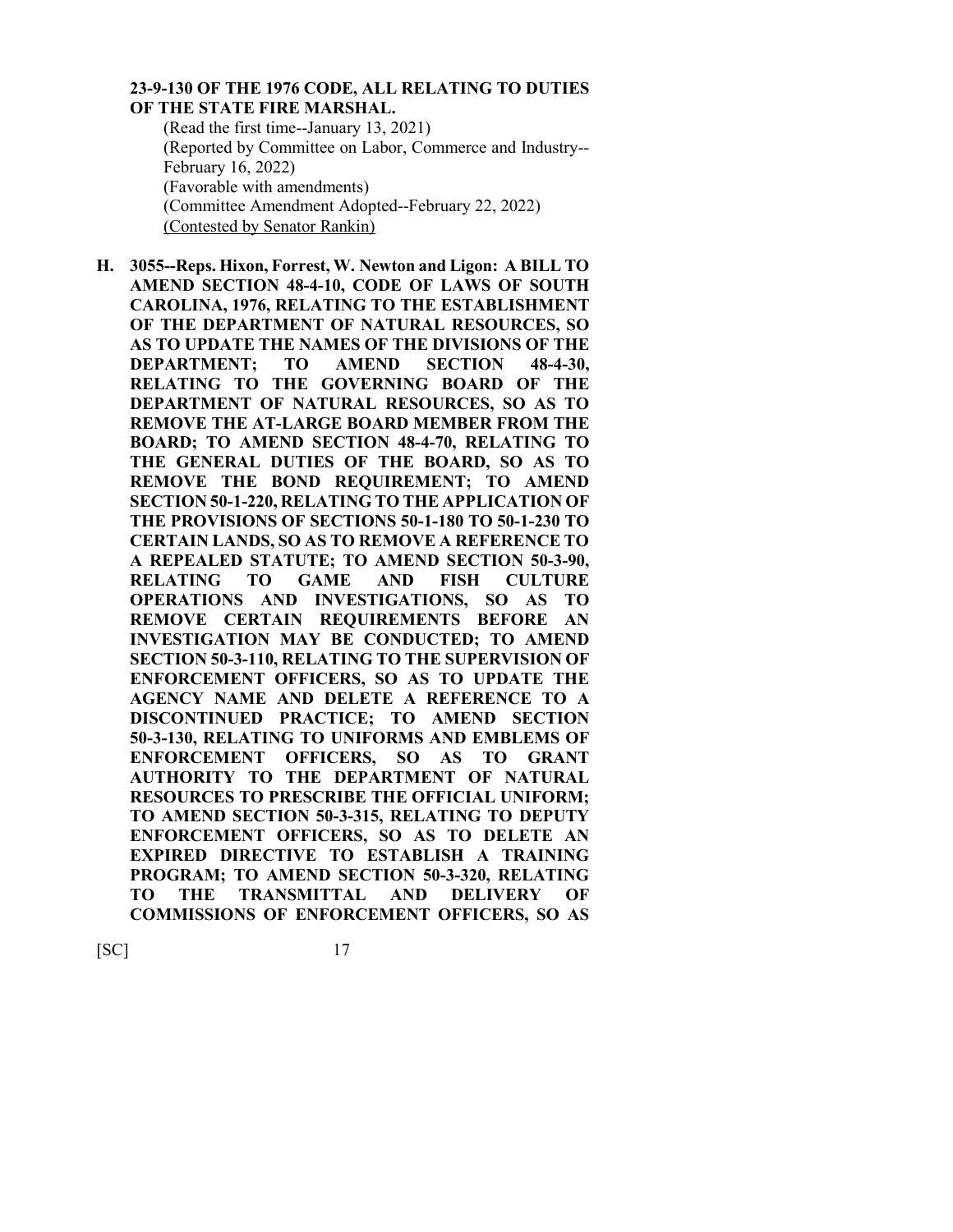**23-9-130 OF THE 1976 CODE, ALL RELATING TO DUTIES OF THE STATE FIRE MARSHAL.**

(Read the first time--January 13, 2021)
(Reported by Committee on Labor, Commerce and Industry--February 16, 2022)
(Favorable with amendments)
(Committee Amendment Adopted--February 22, 2022)
(Contested by Senator Rankin)

**H. 3055--Reps. Hixon, Forrest, W. Newton and Ligon: A BILL TO AMEND SECTION 48-4-10, CODE OF LAWS OF SOUTH CAROLINA, 1976, RELATING TO THE ESTABLISHMENT OF THE DEPARTMENT OF NATURAL RESOURCES, SO AS TO UPDATE THE NAMES OF THE DIVISIONS OF THE DEPARTMENT; TO AMEND SECTION 48-4-30, RELATING TO THE GOVERNING BOARD OF THE DEPARTMENT OF NATURAL RESOURCES, SO AS TO REMOVE THE AT-LARGE BOARD MEMBER FROM THE BOARD; TO AMEND SECTION 48-4-70, RELATING TO THE GENERAL DUTIES OF THE BOARD, SO AS TO REMOVE THE BOND REQUIREMENT; TO AMEND SECTION 50-1-220, RELATING TO THE APPLICATION OF THE PROVISIONS OF SECTIONS 50-1-180 TO 50-1-230 TO CERTAIN LANDS, SO AS TO REMOVE A REFERENCE TO A REPEALED STATUTE; TO AMEND SECTION 50-3-90, RELATING TO GAME AND FISH CULTURE OPERATIONS AND INVESTIGATIONS, SO AS TO REMOVE CERTAIN REQUIREMENTS BEFORE AN INVESTIGATION MAY BE CONDUCTED; TO AMEND SECTION 50-3-110, RELATING TO THE SUPERVISION OF ENFORCEMENT OFFICERS, SO AS TO UPDATE THE AGENCY NAME AND DELETE A REFERENCE TO A DISCONTINUED PRACTICE; TO AMEND SECTION 50-3-130, RELATING TO UNIFORMS AND EMBLEMS OF ENFORCEMENT OFFICERS, SO AS TO GRANT AUTHORITY TO THE DEPARTMENT OF NATURAL RESOURCES TO PRESCRIBE THE OFFICIAL UNIFORM; TO AMEND SECTION 50-3-315, RELATING TO DEPUTY ENFORCEMENT OFFICERS, SO AS TO DELETE AN EXPIRED DIRECTIVE TO ESTABLISH A TRAINING PROGRAM; TO AMEND SECTION 50-3-320, RELATING TO THE TRANSMITTAL AND DELIVERY OF COMMISSIONS OF ENFORCEMENT OFFICERS, SO AS**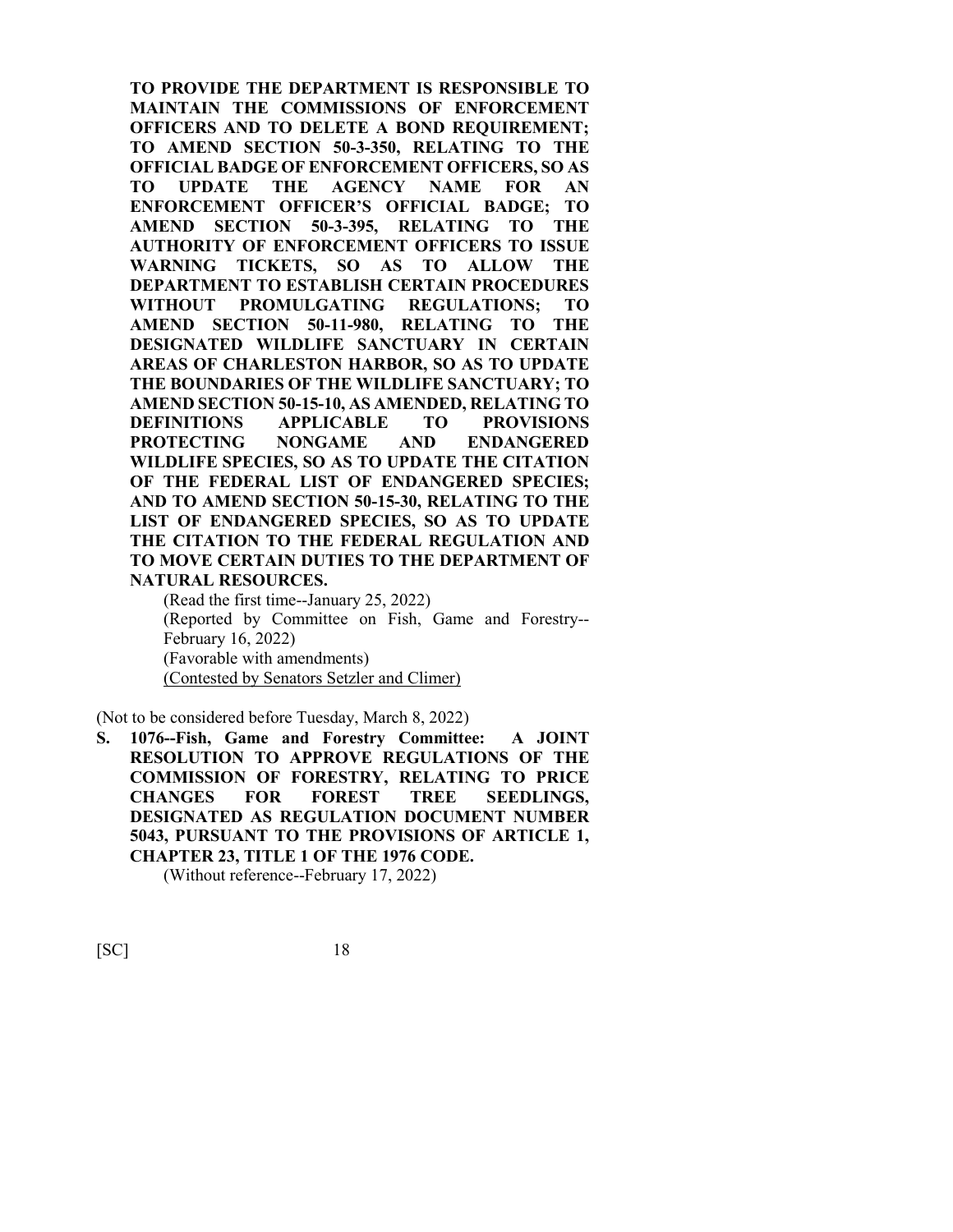**TO PROVIDE THE DEPARTMENT IS RESPONSIBLE TO MAINTAIN THE COMMISSIONS OF ENFORCEMENT OFFICERS AND TO DELETE A BOND REQUIREMENT; TO AMEND SECTION 50-3-350, RELATING TO THE OFFICIAL BADGE OF ENFORCEMENT OFFICERS, SO AS TO UPDATE THE AGENCY NAME FOR AN ENFORCEMENT OFFICER'S OFFICIAL BADGE; TO AMEND SECTION 50-3-395, RELATING TO THE AUTHORITY OF ENFORCEMENT OFFICERS TO ISSUE WARNING TICKETS, SO AS TO ALLOW THE DEPARTMENT TO ESTABLISH CERTAIN PROCEDURES WITHOUT PROMULGATING REGULATIONS; TO AMEND SECTION 50-11-980, RELATING TO THE DESIGNATED WILDLIFE SANCTUARY IN CERTAIN AREAS OF CHARLESTON HARBOR, SO AS TO UPDATE THE BOUNDARIES OF THE WILDLIFE SANCTUARY; TO AMEND SECTION 50-15-10, AS AMENDED, RELATING TO DEFINITIONS APPLICABLE TO PROVISIONS PROTECTING NONGAME AND ENDANGERED WILDLIFE SPECIES, SO AS TO UPDATE THE CITATION OF THE FEDERAL LIST OF ENDANGERED SPECIES; AND TO AMEND SECTION 50-15-30, RELATING TO THE LIST OF ENDANGERED SPECIES, SO AS TO UPDATE THE CITATION TO THE FEDERAL REGULATION AND TO MOVE CERTAIN DUTIES TO THE DEPARTMENT OF NATURAL RESOURCES.**

(Read the first time--January 25, 2022)
(Reported by Committee on Fish, Game and Forestry--February 16, 2022)
(Favorable with amendments)
<u>(Contested by Senators Setzler and Climer)</u>

(Not to be considered before Tuesday, March 8, 2022)

**S. 1076--Fish, Game and Forestry Committee: A JOINT RESOLUTION TO APPROVE REGULATIONS OF THE COMMISSION OF FORESTRY, RELATING TO PRICE CHANGES FOR FOREST TREE SEEDLINGS, DESIGNATED AS REGULATION DOCUMENT NUMBER 5043, PURSUANT TO THE PROVISIONS OF ARTICLE 1, CHAPTER 23, TITLE 1 OF THE 1976 CODE.**

(Without reference--February 17, 2022)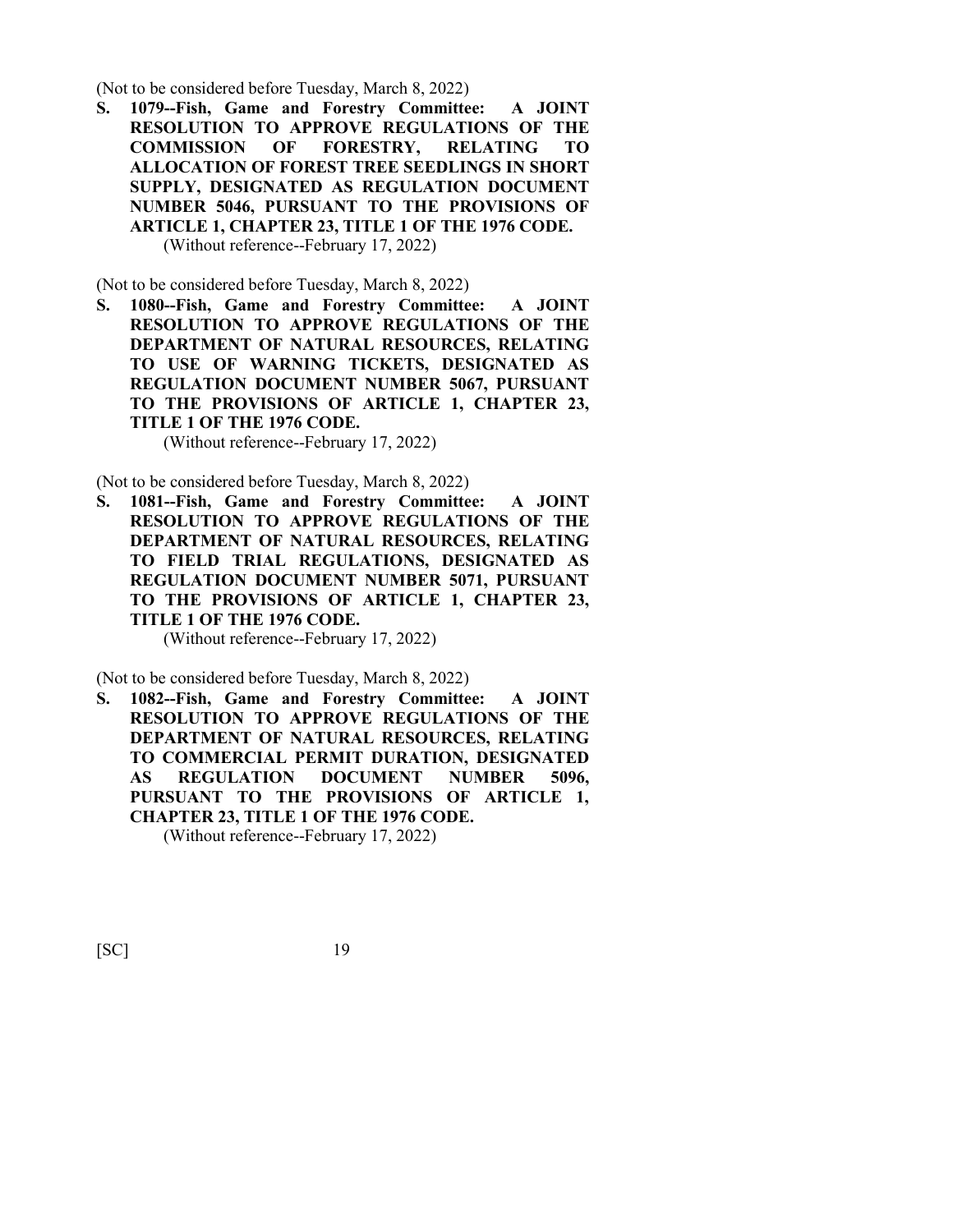(Not to be considered before Tuesday, March 8, 2022)

**S. 1079--Fish, Game and Forestry Committee: A JOINT RESOLUTION TO APPROVE REGULATIONS OF THE COMMISSION OF FORESTRY, RELATING TO ALLOCATION OF FOREST TREE SEEDLINGS IN SHORT SUPPLY, DESIGNATED AS REGULATION DOCUMENT NUMBER 5046, PURSUANT TO THE PROVISIONS OF ARTICLE 1, CHAPTER 23, TITLE 1 OF THE 1976 CODE.**

(Without reference--February 17, 2022)

(Not to be considered before Tuesday, March 8, 2022)

**S. 1080--Fish, Game and Forestry Committee: A JOINT RESOLUTION TO APPROVE REGULATIONS OF THE DEPARTMENT OF NATURAL RESOURCES, RELATING TO USE OF WARNING TICKETS, DESIGNATED AS REGULATION DOCUMENT NUMBER 5067, PURSUANT TO THE PROVISIONS OF ARTICLE 1, CHAPTER 23, TITLE 1 OF THE 1976 CODE.**

(Without reference--February 17, 2022)

(Not to be considered before Tuesday, March 8, 2022)

**S. 1081--Fish, Game and Forestry Committee: A JOINT RESOLUTION TO APPROVE REGULATIONS OF THE DEPARTMENT OF NATURAL RESOURCES, RELATING TO FIELD TRIAL REGULATIONS, DESIGNATED AS REGULATION DOCUMENT NUMBER 5071, PURSUANT TO THE PROVISIONS OF ARTICLE 1, CHAPTER 23, TITLE 1 OF THE 1976 CODE.**

(Without reference--February 17, 2022)

(Not to be considered before Tuesday, March 8, 2022)

**S. 1082--Fish, Game and Forestry Committee: A JOINT RESOLUTION TO APPROVE REGULATIONS OF THE DEPARTMENT OF NATURAL RESOURCES, RELATING TO COMMERCIAL PERMIT DURATION, DESIGNATED AS REGULATION DOCUMENT NUMBER 5096, PURSUANT TO THE PROVISIONS OF ARTICLE 1, CHAPTER 23, TITLE 1 OF THE 1976 CODE.**

(Without reference--February 17, 2022)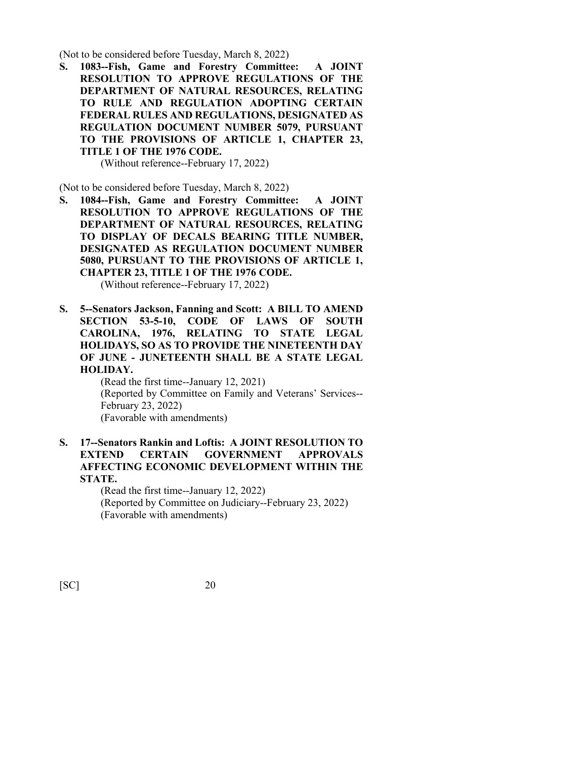(Not to be considered before Tuesday, March 8, 2022)

**S. 1083--Fish, Game and Forestry Committee: A JOINT RESOLUTION TO APPROVE REGULATIONS OF THE DEPARTMENT OF NATURAL RESOURCES, RELATING TO RULE AND REGULATION ADOPTING CERTAIN FEDERAL RULES AND REGULATIONS, DESIGNATED AS REGULATION DOCUMENT NUMBER 5079, PURSUANT TO THE PROVISIONS OF ARTICLE 1, CHAPTER 23, TITLE 1 OF THE 1976 CODE.**

(Without reference--February 17, 2022)

(Not to be considered before Tuesday, March 8, 2022)

**S. 1084--Fish, Game and Forestry Committee: A JOINT RESOLUTION TO APPROVE REGULATIONS OF THE DEPARTMENT OF NATURAL RESOURCES, RELATING TO DISPLAY OF DECALS BEARING TITLE NUMBER, DESIGNATED AS REGULATION DOCUMENT NUMBER 5080, PURSUANT TO THE PROVISIONS OF ARTICLE 1, CHAPTER 23, TITLE 1 OF THE 1976 CODE.**

(Without reference--February 17, 2022)

**S. 5--Senators Jackson, Fanning and Scott: A BILL TO AMEND SECTION 53-5-10, CODE OF LAWS OF SOUTH CAROLINA, 1976, RELATING TO STATE LEGAL HOLIDAYS, SO AS TO PROVIDE THE NINETEENTH DAY OF JUNE - JUNETEENTH SHALL BE A STATE LEGAL HOLIDAY.**

(Read the first time--January 12, 2021)
(Reported by Committee on Family and Veterans' Services--February 23, 2022)
(Favorable with amendments)

**S. 17--Senators Rankin and Loftis: A JOINT RESOLUTION TO EXTEND CERTAIN GOVERNMENT APPROVALS AFFECTING ECONOMIC DEVELOPMENT WITHIN THE STATE.**

(Read the first time--January 12, 2022)
(Reported by Committee on Judiciary--February 23, 2022)
(Favorable with amendments)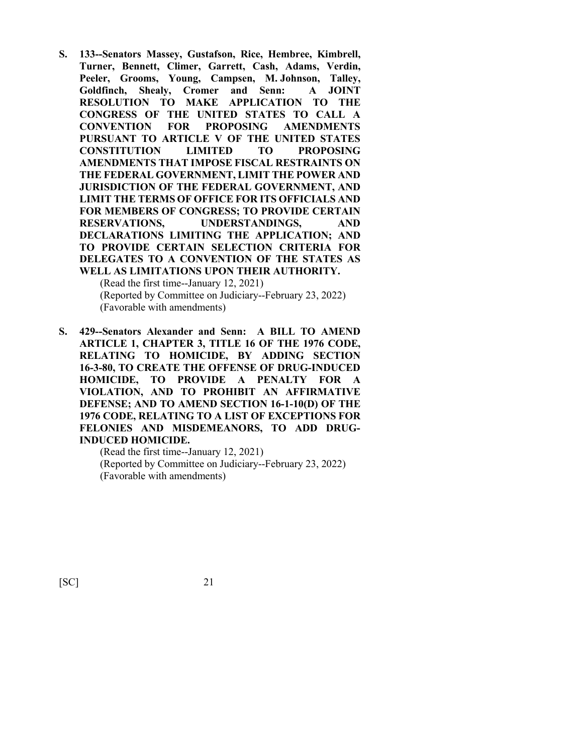**S. 133--Senators Massey, Gustafson, Rice, Hembree, Kimbrell, Turner, Bennett, Climer, Garrett, Cash, Adams, Verdin, Peeler, Grooms, Young, Campsen, M. Johnson, Talley, Goldfinch, Shealy, Cromer and Senn: A JOINT RESOLUTION TO MAKE APPLICATION TO THE CONGRESS OF THE UNITED STATES TO CALL A CONVENTION FOR PROPOSING AMENDMENTS PURSUANT TO ARTICLE V OF THE UNITED STATES CONSTITUTION LIMITED TO PROPOSING AMENDMENTS THAT IMPOSE FISCAL RESTRAINTS ON THE FEDERAL GOVERNMENT, LIMIT THE POWER AND JURISDICTION OF THE FEDERAL GOVERNMENT, AND LIMIT THE TERMS OF OFFICE FOR ITS OFFICIALS AND FOR MEMBERS OF CONGRESS; TO PROVIDE CERTAIN RESERVATIONS, UNDERSTANDINGS, AND DECLARATIONS LIMITING THE APPLICATION; AND TO PROVIDE CERTAIN SELECTION CRITERIA FOR DELEGATES TO A CONVENTION OF THE STATES AS WELL AS LIMITATIONS UPON THEIR AUTHORITY.**

(Read the first time--January 12, 2021)
(Reported by Committee on Judiciary--February 23, 2022)
(Favorable with amendments)

**S. 429--Senators Alexander and Senn: A BILL TO AMEND ARTICLE 1, CHAPTER 3, TITLE 16 OF THE 1976 CODE, RELATING TO HOMICIDE, BY ADDING SECTION 16-3-80, TO CREATE THE OFFENSE OF DRUG-INDUCED HOMICIDE, TO PROVIDE A PENALTY FOR A VIOLATION, AND TO PROHIBIT AN AFFIRMATIVE DEFENSE; AND TO AMEND SECTION 16-1-10(D) OF THE 1976 CODE, RELATING TO A LIST OF EXCEPTIONS FOR FELONIES AND MISDEMEANORS, TO ADD DRUG-INDUCED HOMICIDE.**

(Read the first time--January 12, 2021)
(Reported by Committee on Judiciary--February 23, 2022)
(Favorable with amendments)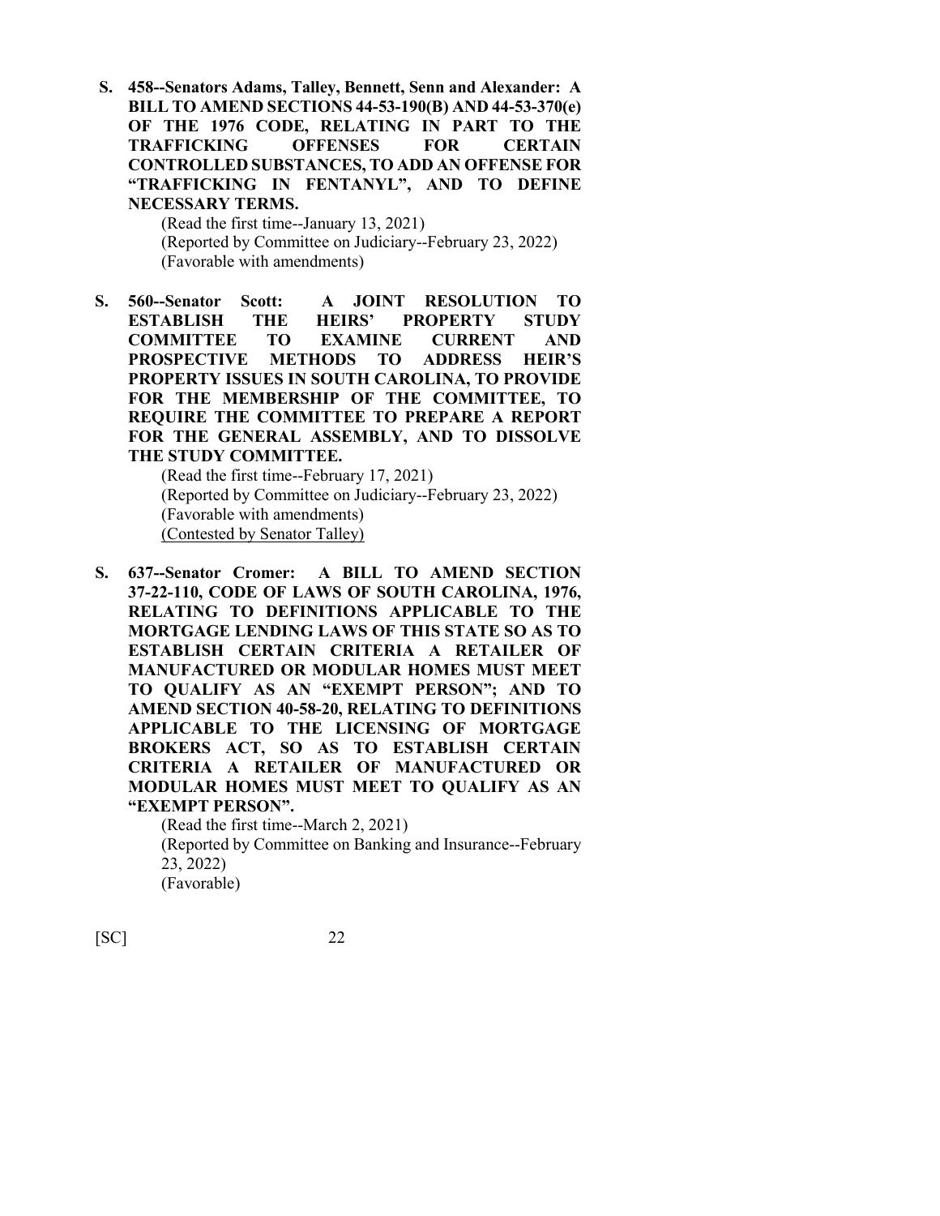**S. 458--Senators Adams, Talley, Bennett, Senn and Alexander: A BILL TO AMEND SECTIONS 44-53-190(B) AND 44-53-370(e) OF THE 1976 CODE, RELATING IN PART TO THE TRAFFICKING OFFENSES FOR CERTAIN CONTROLLED SUBSTANCES, TO ADD AN OFFENSE FOR "TRAFFICKING IN FENTANYL", AND TO DEFINE NECESSARY TERMS.**

(Read the first time--January 13, 2021)
(Reported by Committee on Judiciary--February 23, 2022)
(Favorable with amendments)

**S. 560--Senator Scott: A JOINT RESOLUTION TO ESTABLISH THE HEIRS' PROPERTY STUDY COMMITTEE TO EXAMINE CURRENT AND PROSPECTIVE METHODS TO ADDRESS HEIR'S PROPERTY ISSUES IN SOUTH CAROLINA, TO PROVIDE FOR THE MEMBERSHIP OF THE COMMITTEE, TO REQUIRE THE COMMITTEE TO PREPARE A REPORT FOR THE GENERAL ASSEMBLY, AND TO DISSOLVE THE STUDY COMMITTEE.**

(Read the first time--February 17, 2021)
(Reported by Committee on Judiciary--February 23, 2022)
(Favorable with amendments)
<u>(Contested by Senator Talley)</u>

**S. 637--Senator Cromer: A BILL TO AMEND SECTION 37-22-110, CODE OF LAWS OF SOUTH CAROLINA, 1976, RELATING TO DEFINITIONS APPLICABLE TO THE MORTGAGE LENDING LAWS OF THIS STATE SO AS TO ESTABLISH CERTAIN CRITERIA A RETAILER OF MANUFACTURED OR MODULAR HOMES MUST MEET TO QUALIFY AS AN "EXEMPT PERSON"; AND TO AMEND SECTION 40-58-20, RELATING TO DEFINITIONS APPLICABLE TO THE LICENSING OF MORTGAGE BROKERS ACT, SO AS TO ESTABLISH CERTAIN CRITERIA A RETAILER OF MANUFACTURED OR MODULAR HOMES MUST MEET TO QUALIFY AS AN "EXEMPT PERSON".**

(Read the first time--March 2, 2021)
(Reported by Committee on Banking and Insurance--February 23, 2022)
(Favorable)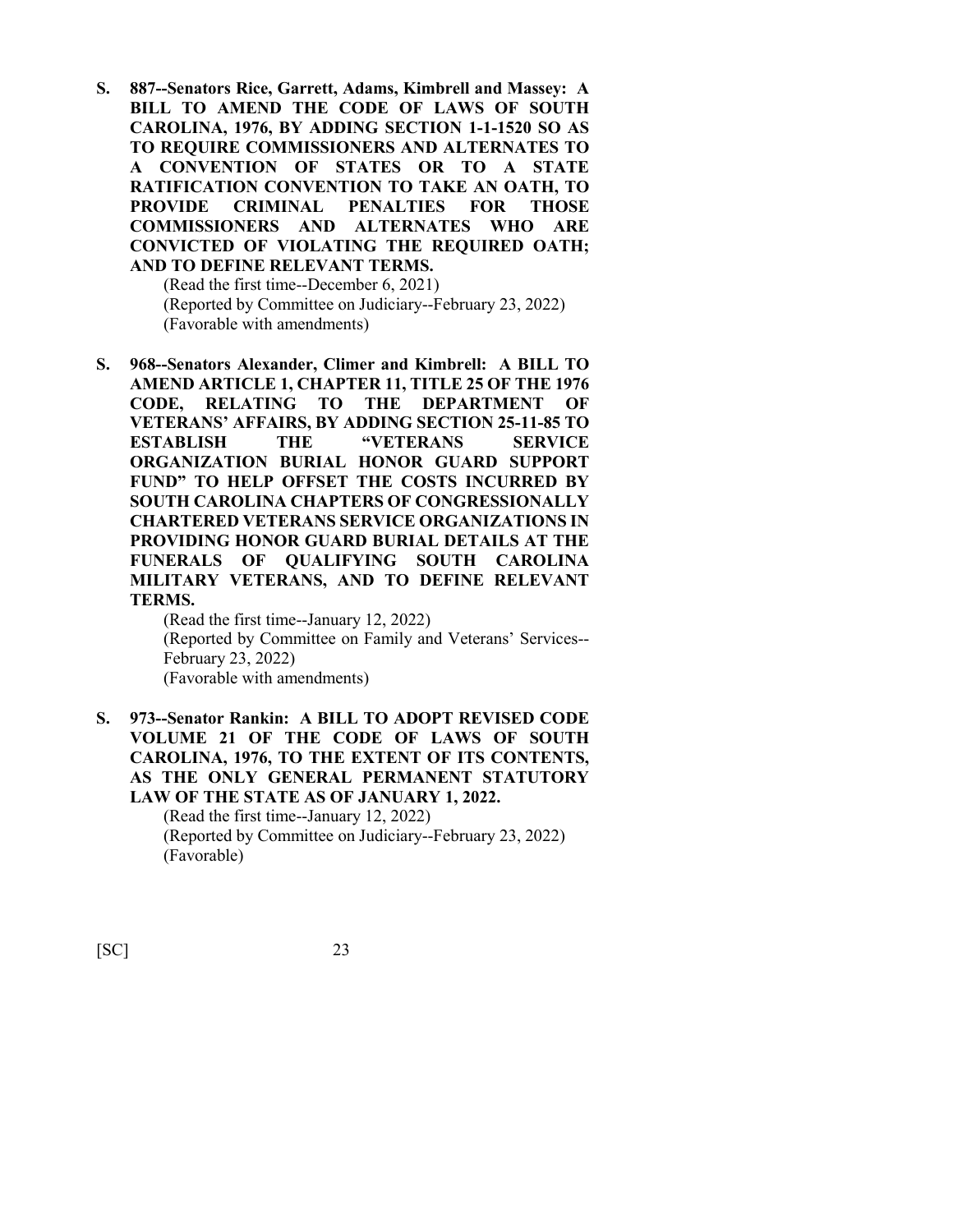**S. 887--Senators Rice, Garrett, Adams, Kimbrell and Massey: A BILL TO AMEND THE CODE OF LAWS OF SOUTH CAROLINA, 1976, BY ADDING SECTION 1-1-1520 SO AS TO REQUIRE COMMISSIONERS AND ALTERNATES TO A CONVENTION OF STATES OR TO A STATE RATIFICATION CONVENTION TO TAKE AN OATH, TO PROVIDE CRIMINAL PENALTIES FOR THOSE COMMISSIONERS AND ALTERNATES WHO ARE CONVICTED OF VIOLATING THE REQUIRED OATH; AND TO DEFINE RELEVANT TERMS.**

(Read the first time--December 6, 2021)
(Reported by Committee on Judiciary--February 23, 2022)
(Favorable with amendments)

**S. 968--Senators Alexander, Climer and Kimbrell: A BILL TO AMEND ARTICLE 1, CHAPTER 11, TITLE 25 OF THE 1976 CODE, RELATING TO THE DEPARTMENT OF VETERANS' AFFAIRS, BY ADDING SECTION 25-11-85 TO ESTABLISH THE "VETERANS SERVICE ORGANIZATION BURIAL HONOR GUARD SUPPORT FUND" TO HELP OFFSET THE COSTS INCURRED BY SOUTH CAROLINA CHAPTERS OF CONGRESSIONALLY CHARTERED VETERANS SERVICE ORGANIZATIONS IN PROVIDING HONOR GUARD BURIAL DETAILS AT THE FUNERALS OF QUALIFYING SOUTH CAROLINA MILITARY VETERANS, AND TO DEFINE RELEVANT TERMS.**

(Read the first time--January 12, 2022)
(Reported by Committee on Family and Veterans' Services--February 23, 2022)
(Favorable with amendments)

**S. 973--Senator Rankin: A BILL TO ADOPT REVISED CODE VOLUME 21 OF THE CODE OF LAWS OF SOUTH CAROLINA, 1976, TO THE EXTENT OF ITS CONTENTS, AS THE ONLY GENERAL PERMANENT STATUTORY LAW OF THE STATE AS OF JANUARY 1, 2022.**

(Read the first time--January 12, 2022)
(Reported by Committee on Judiciary--February 23, 2022)
(Favorable)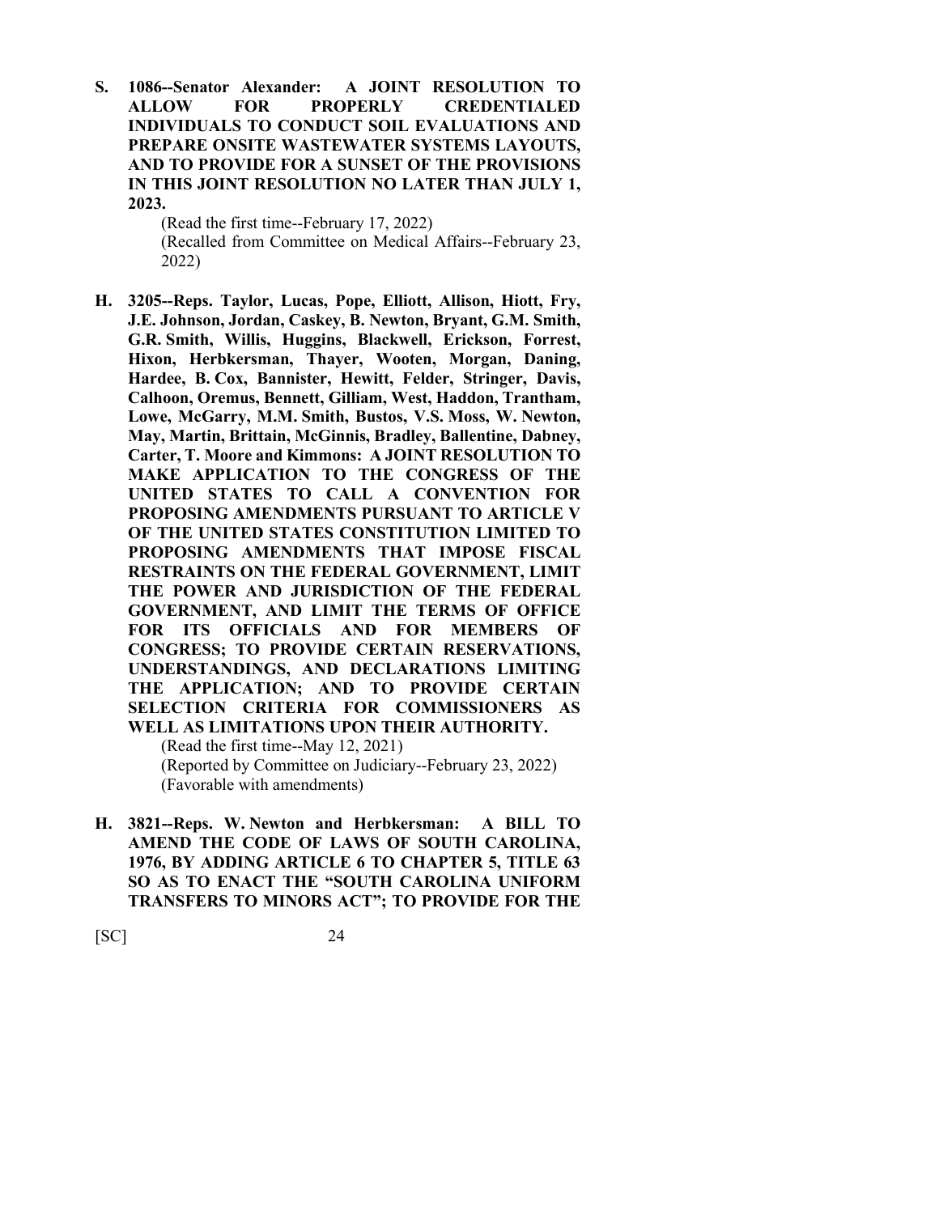**S. 1086--Senator Alexander: A JOINT RESOLUTION TO ALLOW FOR PROPERLY CREDENTIALED INDIVIDUALS TO CONDUCT SOIL EVALUATIONS AND PREPARE ONSITE WASTEWATER SYSTEMS LAYOUTS, AND TO PROVIDE FOR A SUNSET OF THE PROVISIONS IN THIS JOINT RESOLUTION NO LATER THAN JULY 1, 2023.**

(Read the first time--February 17, 2022)
(Recalled from Committee on Medical Affairs--February 23, 2022)

**H. 3205--Reps. Taylor, Lucas, Pope, Elliott, Allison, Hiott, Fry, J.E. Johnson, Jordan, Caskey, B. Newton, Bryant, G.M. Smith, G.R. Smith, Willis, Huggins, Blackwell, Erickson, Forrest, Hixon, Herbkersman, Thayer, Wooten, Morgan, Daning, Hardee, B. Cox, Bannister, Hewitt, Felder, Stringer, Davis, Calhoon, Oremus, Bennett, Gilliam, West, Haddon, Trantham, Lowe, McGarry, M.M. Smith, Bustos, V.S. Moss, W. Newton, May, Martin, Brittain, McGinnis, Bradley, Ballentine, Dabney, Carter, T. Moore and Kimmons: A JOINT RESOLUTION TO MAKE APPLICATION TO THE CONGRESS OF THE UNITED STATES TO CALL A CONVENTION FOR PROPOSING AMENDMENTS PURSUANT TO ARTICLE V OF THE UNITED STATES CONSTITUTION LIMITED TO PROPOSING AMENDMENTS THAT IMPOSE FISCAL RESTRAINTS ON THE FEDERAL GOVERNMENT, LIMIT THE POWER AND JURISDICTION OF THE FEDERAL GOVERNMENT, AND LIMIT THE TERMS OF OFFICE FOR ITS OFFICIALS AND FOR MEMBERS OF CONGRESS; TO PROVIDE CERTAIN RESERVATIONS, UNDERSTANDINGS, AND DECLARATIONS LIMITING THE APPLICATION; AND TO PROVIDE CERTAIN SELECTION CRITERIA FOR COMMISSIONERS AS WELL AS LIMITATIONS UPON THEIR AUTHORITY.**

(Read the first time--May 12, 2021)
(Reported by Committee on Judiciary--February 23, 2022)
(Favorable with amendments)

**H. 3821--Reps. W. Newton and Herbkersman: A BILL TO AMEND THE CODE OF LAWS OF SOUTH CAROLINA, 1976, BY ADDING ARTICLE 6 TO CHAPTER 5, TITLE 63 SO AS TO ENACT THE "SOUTH CAROLINA UNIFORM TRANSFERS TO MINORS ACT"; TO PROVIDE FOR THE**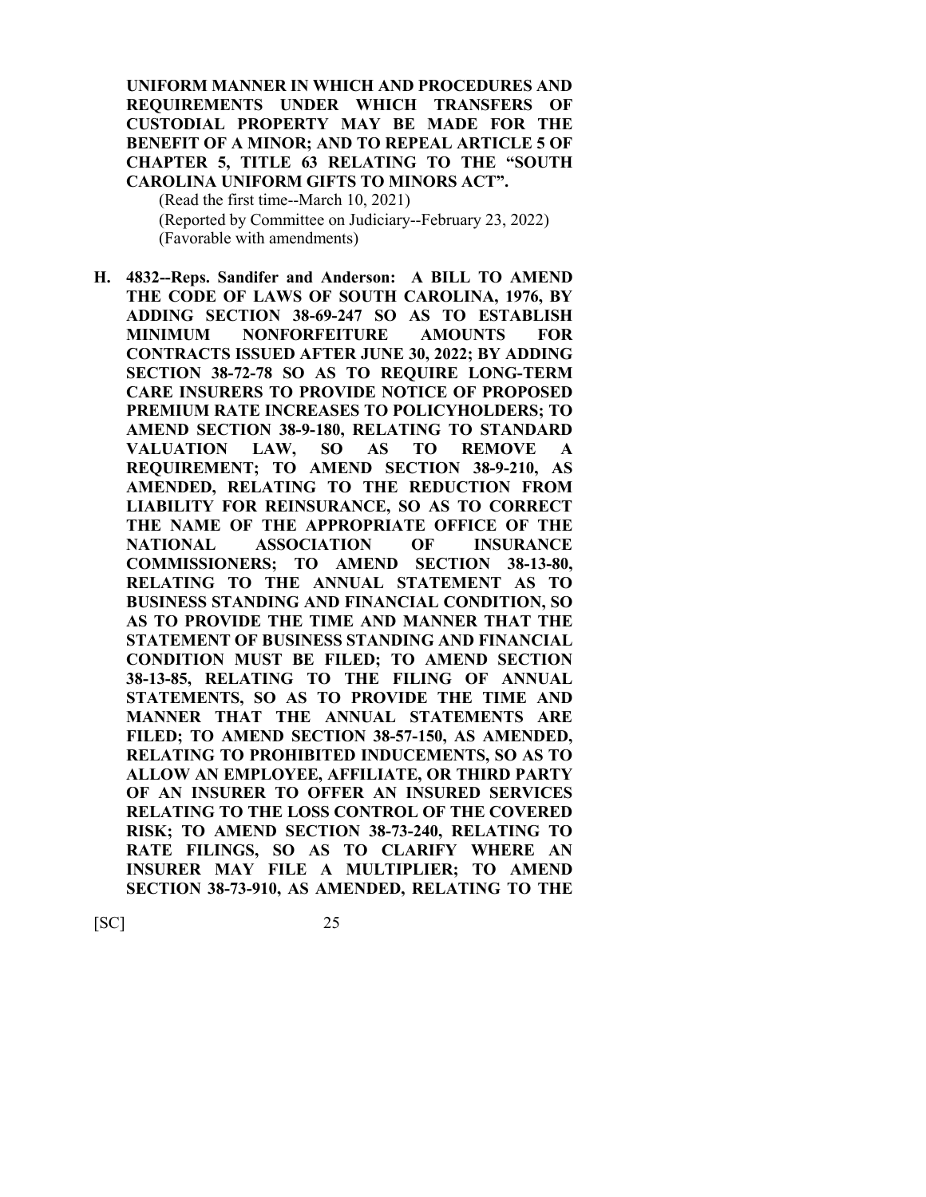**UNIFORM MANNER IN WHICH AND PROCEDURES AND REQUIREMENTS UNDER WHICH TRANSFERS OF CUSTODIAL PROPERTY MAY BE MADE FOR THE BENEFIT OF A MINOR; AND TO REPEAL ARTICLE 5 OF CHAPTER 5, TITLE 63 RELATING TO THE "SOUTH CAROLINA UNIFORM GIFTS TO MINORS ACT".**

(Read the first time--March 10, 2021)
(Reported by Committee on Judiciary--February 23, 2022)
(Favorable with amendments)

**H. 4832--Reps. Sandifer and Anderson: A BILL TO AMEND THE CODE OF LAWS OF SOUTH CAROLINA, 1976, BY ADDING SECTION 38-69-247 SO AS TO ESTABLISH MINIMUM NONFORFEITURE AMOUNTS FOR CONTRACTS ISSUED AFTER JUNE 30, 2022; BY ADDING SECTION 38-72-78 SO AS TO REQUIRE LONG-TERM CARE INSURERS TO PROVIDE NOTICE OF PROPOSED PREMIUM RATE INCREASES TO POLICYHOLDERS; TO AMEND SECTION 38-9-180, RELATING TO STANDARD VALUATION LAW, SO AS TO REMOVE A REQUIREMENT; TO AMEND SECTION 38-9-210, AS AMENDED, RELATING TO THE REDUCTION FROM LIABILITY FOR REINSURANCE, SO AS TO CORRECT THE NAME OF THE APPROPRIATE OFFICE OF THE NATIONAL ASSOCIATION OF INSURANCE COMMISSIONERS; TO AMEND SECTION 38-13-80, RELATING TO THE ANNUAL STATEMENT AS TO BUSINESS STANDING AND FINANCIAL CONDITION, SO AS TO PROVIDE THE TIME AND MANNER THAT THE STATEMENT OF BUSINESS STANDING AND FINANCIAL CONDITION MUST BE FILED; TO AMEND SECTION 38-13-85, RELATING TO THE FILING OF ANNUAL STATEMENTS, SO AS TO PROVIDE THE TIME AND MANNER THAT THE ANNUAL STATEMENTS ARE FILED; TO AMEND SECTION 38-57-150, AS AMENDED, RELATING TO PROHIBITED INDUCEMENTS, SO AS TO ALLOW AN EMPLOYEE, AFFILIATE, OR THIRD PARTY OF AN INSURER TO OFFER AN INSURED SERVICES RELATING TO THE LOSS CONTROL OF THE COVERED RISK; TO AMEND SECTION 38-73-240, RELATING TO RATE FILINGS, SO AS TO CLARIFY WHERE AN INSURER MAY FILE A MULTIPLIER; TO AMEND SECTION 38-73-910, AS AMENDED, RELATING TO THE**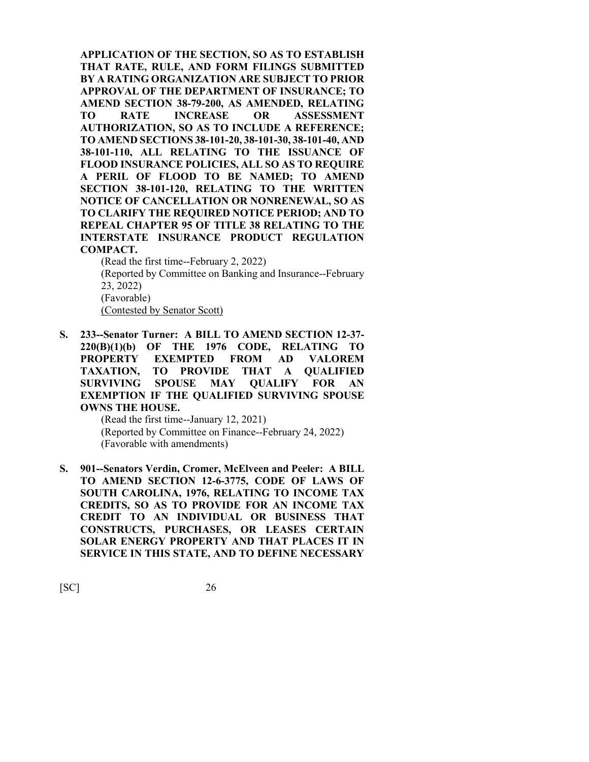**APPLICATION OF THE SECTION, SO AS TO ESTABLISH THAT RATE, RULE, AND FORM FILINGS SUBMITTED BY A RATING ORGANIZATION ARE SUBJECT TO PRIOR APPROVAL OF THE DEPARTMENT OF INSURANCE; TO AMEND SECTION 38-79-200, AS AMENDED, RELATING TO RATE INCREASE OR ASSESSMENT AUTHORIZATION, SO AS TO INCLUDE A REFERENCE; TO AMEND SECTIONS 38-101-20, 38-101-30, 38-101-40, AND 38-101-110, ALL RELATING TO THE ISSUANCE OF FLOOD INSURANCE POLICIES, ALL SO AS TO REQUIRE A PERIL OF FLOOD TO BE NAMED; TO AMEND SECTION 38-101-120, RELATING TO THE WRITTEN NOTICE OF CANCELLATION OR NONRENEWAL, SO AS TO CLARIFY THE REQUIRED NOTICE PERIOD; AND TO REPEAL CHAPTER 95 OF TITLE 38 RELATING TO THE INTERSTATE INSURANCE PRODUCT REGULATION COMPACT.**

(Read the first time--February 2, 2022)
(Reported by Committee on Banking and Insurance--February 23, 2022)
(Favorable)
(Contested by Senator Scott)

**S. 233--Senator Turner: A BILL TO AMEND SECTION 12-37-220(B)(1)(b) OF THE 1976 CODE, RELATING TO PROPERTY EXEMPTED FROM AD VALOREM TAXATION, TO PROVIDE THAT A QUALIFIED SURVIVING SPOUSE MAY QUALIFY FOR AN EXEMPTION IF THE QUALIFIED SURVIVING SPOUSE OWNS THE HOUSE.**

(Read the first time--January 12, 2021)
(Reported by Committee on Finance--February 24, 2022)
(Favorable with amendments)

**S. 901--Senators Verdin, Cromer, McElveen and Peeler: A BILL TO AMEND SECTION 12-6-3775, CODE OF LAWS OF SOUTH CAROLINA, 1976, RELATING TO INCOME TAX CREDITS, SO AS TO PROVIDE FOR AN INCOME TAX CREDIT TO AN INDIVIDUAL OR BUSINESS THAT CONSTRUCTS, PURCHASES, OR LEASES CERTAIN SOLAR ENERGY PROPERTY AND THAT PLACES IT IN SERVICE IN THIS STATE, AND TO DEFINE NECESSARY**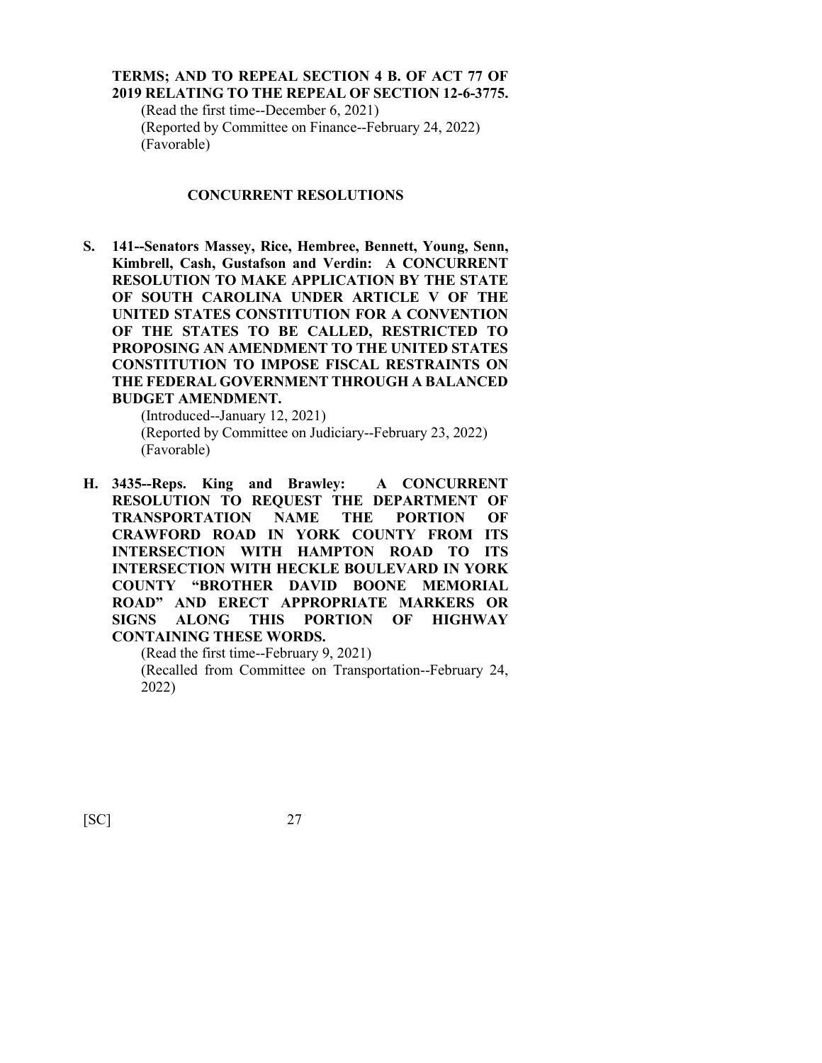**TERMS; AND TO REPEAL SECTION 4 B. OF ACT 77 OF 2019 RELATING TO THE REPEAL OF SECTION 12-6-3775.**

(Read the first time--December 6, 2021)
(Reported by Committee on Finance--February 24, 2022)
(Favorable)

## CONCURRENT RESOLUTIONS

**S. 141--Senators Massey, Rice, Hembree, Bennett, Young, Senn, Kimbrell, Cash, Gustafson and Verdin: A CONCURRENT RESOLUTION TO MAKE APPLICATION BY THE STATE OF SOUTH CAROLINA UNDER ARTICLE V OF THE UNITED STATES CONSTITUTION FOR A CONVENTION OF THE STATES TO BE CALLED, RESTRICTED TO PROPOSING AN AMENDMENT TO THE UNITED STATES CONSTITUTION TO IMPOSE FISCAL RESTRAINTS ON THE FEDERAL GOVERNMENT THROUGH A BALANCED BUDGET AMENDMENT.**

(Introduced--January 12, 2021)
(Reported by Committee on Judiciary--February 23, 2022)
(Favorable)

**H. 3435--Reps. King and Brawley: A CONCURRENT RESOLUTION TO REQUEST THE DEPARTMENT OF TRANSPORTATION NAME THE PORTION OF CRAWFORD ROAD IN YORK COUNTY FROM ITS INTERSECTION WITH HAMPTON ROAD TO ITS INTERSECTION WITH HECKLE BOULEVARD IN YORK COUNTY "BROTHER DAVID BOONE MEMORIAL ROAD" AND ERECT APPROPRIATE MARKERS OR SIGNS ALONG THIS PORTION OF HIGHWAY CONTAINING THESE WORDS.**

(Read the first time--February 9, 2021)
(Recalled from Committee on Transportation--February 24, 2022)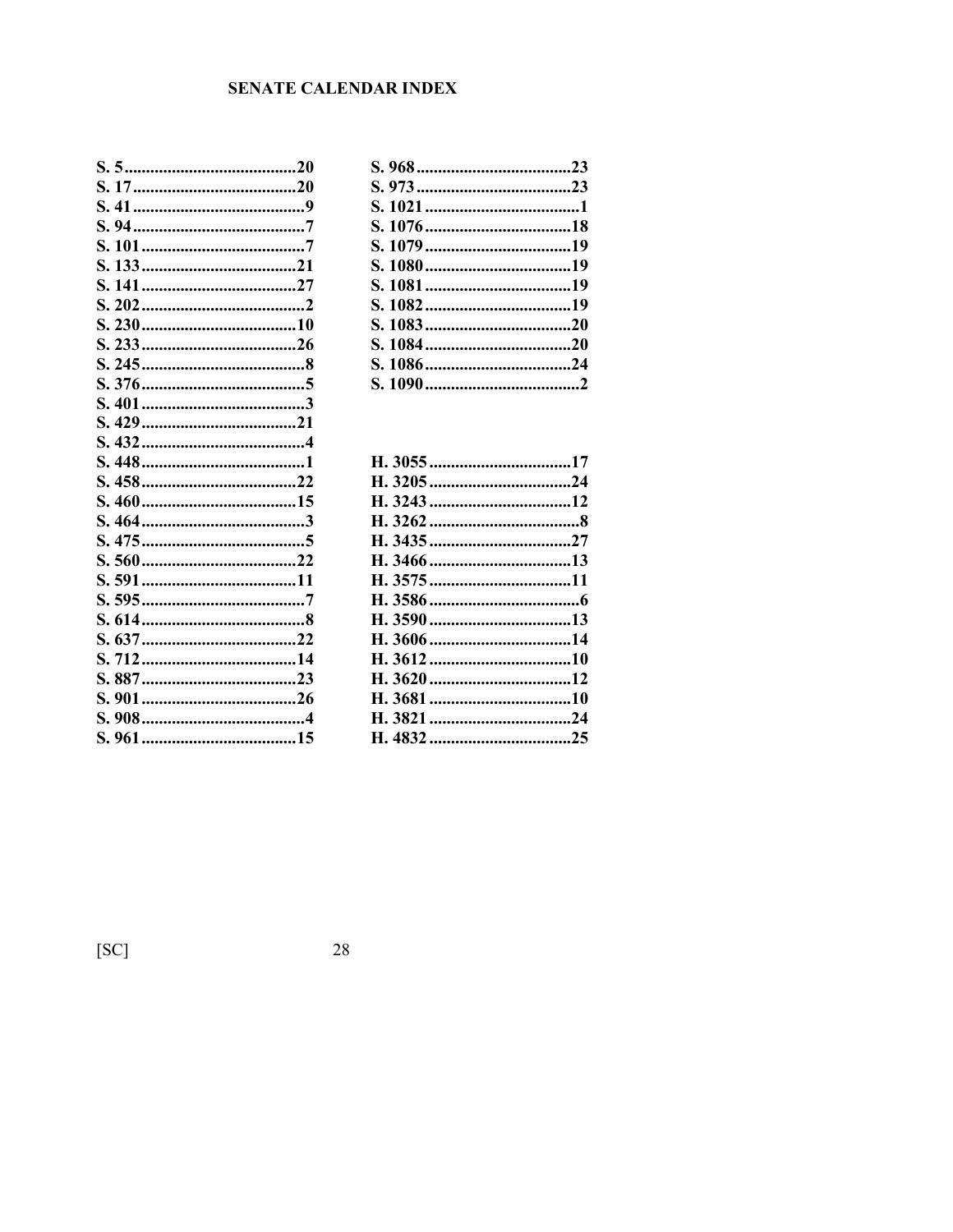# SENATE CALENDAR INDEX

S. 5....................................20
S. 17..................................20
S. 41....................................9
S. 94....................................7
S. 101..................................7
S. 133................................21
S. 141................................27
S. 202..................................2
S. 230................................10
S. 233................................26
S. 245..................................8
S. 376..................................5
S. 401..................................3
S. 429................................21
S. 432..................................4
S. 448..................................1
S. 458................................22
S. 460................................15
S. 464..................................3
S. 475..................................5
S. 560................................22
S. 591................................11
S. 595..................................7
S. 614..................................8
S. 637................................22
S. 712................................14
S. 887................................23
S. 901................................26
S. 908..................................4
S. 961................................15
S. 968................................23
S. 973................................23
S. 1021................................1
S. 1076..............................18
S. 1079..............................19
S. 1080..............................19
S. 1081..............................19
S. 1082..............................19
S. 1083..............................20
S. 1084..............................20
S. 1086..............................24
S. 1090................................2

H. 3055.............................17
H. 3205.............................24
H. 3243.............................12
H. 3262...............................8
H. 3435.............................27
H. 3466.............................13
H. 3575.............................11
H. 3586...............................6
H. 3590.............................13
H. 3606.............................14
H. 3612.............................10
H. 3620.............................12
H. 3681.............................10
H. 3821.............................24
H. 4832.............................25

[SC]